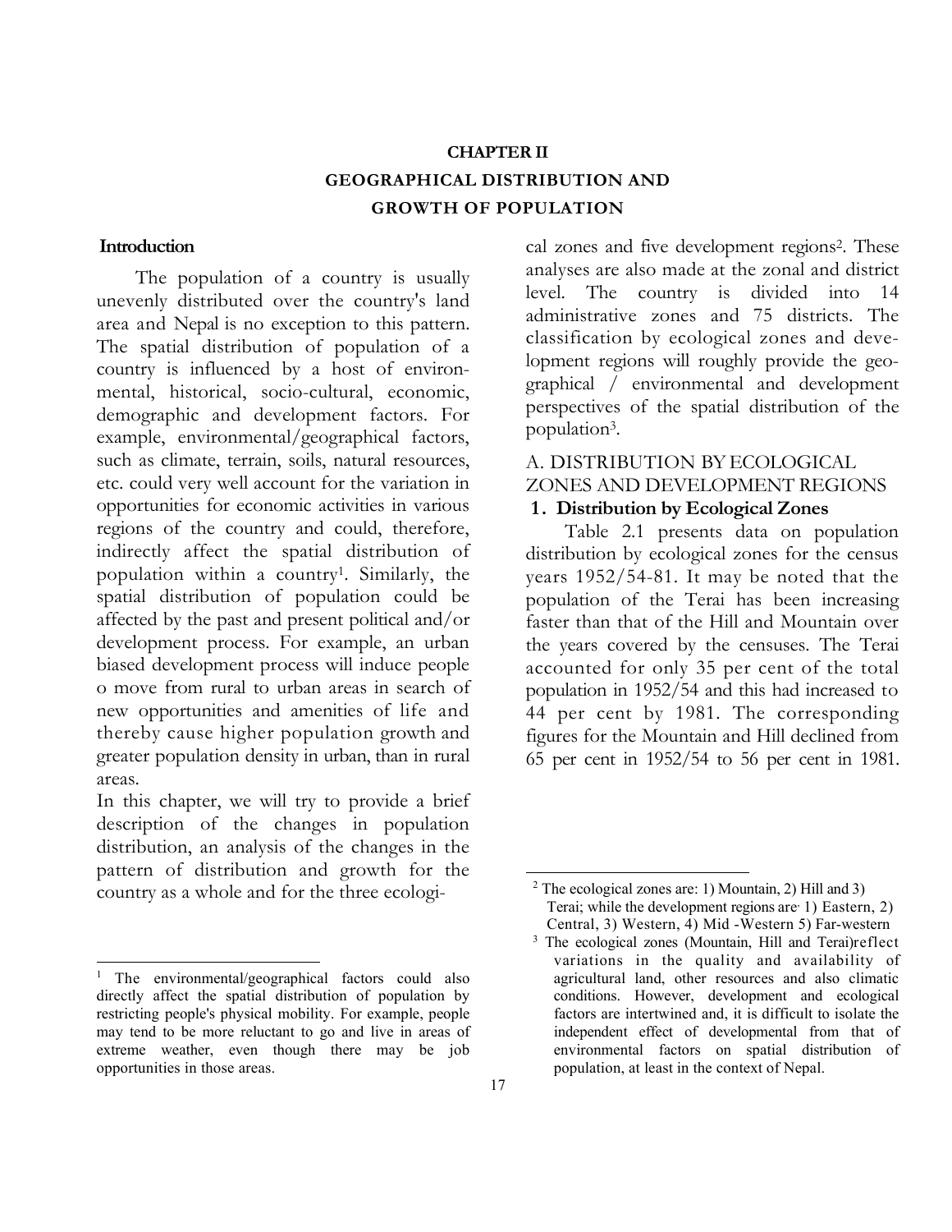# CHAPTER II

# GEOGRAPHICAL DISTRIBUTION AND GROWTH OF POPULATION

## Introduction

The population of a country is usually unevenly distributed over the country's land area and Nepal is no exception to this pattern. The spatial distribution of population of a country is influenced by a host of environmental, historical, socio-cultural, economic, demographic and development factors. For example, environmental/geographical factors, such as climate, terrain, soils, natural resources, etc. could very well account for the variation in opportunities for economic activities in various regions of the country and could, therefore, indirectly affect the spatial distribution of population within a country[1]. Similarly, the spatial distribution of population could be affected by the past and present political and/or development process. For example, an urban biased development process will induce people o move from rural to urban areas in search of new opportunities and amenities of life and thereby cause higher population growth and greater population density in urban, than in rural areas.

In this chapter, we will try to provide a brief description of the changes in population distribution, an analysis of the changes in the pattern of distribution and growth for the country as a whole and for the three ecological zones and five development regions[2]. These analyses are also made at the zonal and district level. The country is divided into 14 administrative zones and 75 districts. The classification by ecological zones and development regions will roughly provide the geographical / environmental and development perspectives of the spatial distribution of the population[3].

## A. DISTRIBUTION BY ECOLOGICAL ZONES AND DEVELOPMENT REGIONS

### 1. Distribution by Ecological Zones

Table 2.1 presents data on population distribution by ecological zones for the census years 1952/54-81. It may be noted that the population of the Terai has been increasing faster than that of the Hill and Mountain over the years covered by the censuses. The Terai accounted for only 35 per cent of the total population in 1952/54 and this had increased to 44 per cent by 1981. The corresponding figures for the Mountain and Hill declined from 65 per cent in 1952/54 to 56 per cent in 1981.

---

[1] The environmental/geographical factors could also directly affect the spatial distribution of population by restricting people's physical mobility. For example, people may tend to be more reluctant to go and live in areas of extreme weather, even though there may be job opportunities in those areas.

[2] The ecological zones are: 1) Mountain, 2) Hill and 3) Terai; while the development regions are 1) Eastern, 2) Central, 3) Western, 4) Mid -Western 5) Far-western

[3] The ecological zones (Mountain, Hill and Terai)reflect variations in the quality and availability of agricultural land, other resources and also climatic conditions. However, development and ecological factors are intertwined and, it is difficult to isolate the independent effect of developmental from that of environmental factors on spatial distribution of population, at least in the context of Nepal.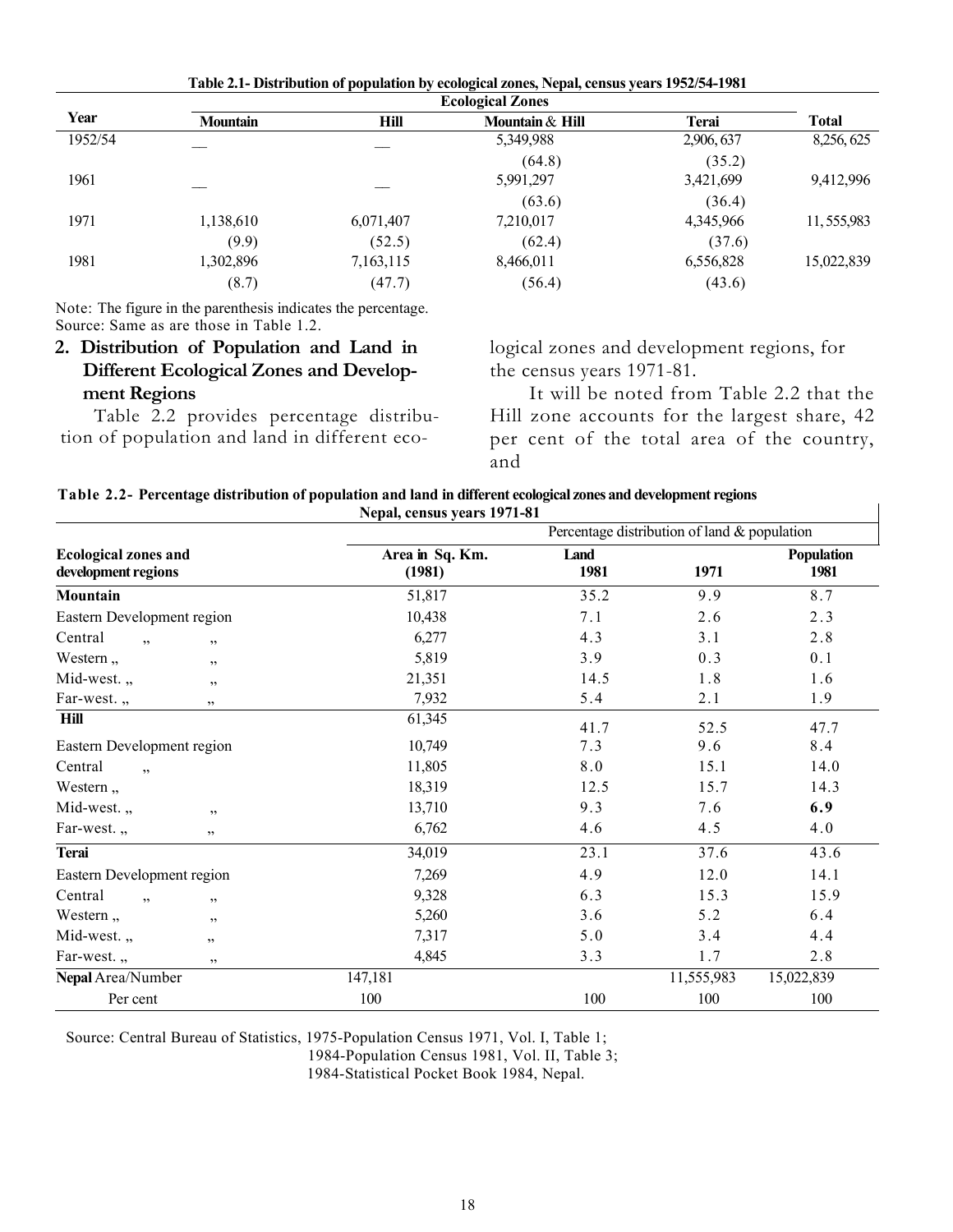**Table 2.1- Distribution of population by ecological zones, Nepal, census years 1952/54-1981**

| Year | Ecological Zones | | | | Total |
|---|---|---|---|---|---|
| | Mountain | Hill | Mountain & Hill | Terai | |
| 1952/54 | __ | __ | 5,349,988 | 2,906, 637 | 8,256, 625 |
| | | | (64.8) | (35.2) | |
| 1961 | __ | __ | 5,991,297 | 3,421,699 | 9,412,996 |
| | | | (63.6) | (36.4) | |
| 1971 | 1,138,610 | 6,071,407 | 7,210,017 | 4,345,966 | 11, 555,983 |
| | (9.9) | (52.5) | (62.4) | (37.6) | |
| 1981 | 1,302,896 | 7,163,115 | 8,466,011 | 6,556,828 | 15,022,839 |
| | (8.7) | (47.7) | (56.4) | (43.6) | |

Note: The figure in the parenthesis indicates the percentage.
Source: Same as are those in Table 1.2.

## 2. Distribution of Population and Land in Different Ecological Zones and Development Regions

Table 2.2 provides percentage distribution of population and land in different ecological zones and development regions, for the census years 1971-81.

It will be noted from Table 2.2 that the Hill zone accounts for the largest share, 42 per cent of the total area of the country, and

**Table 2.2- Percentage distribution of population and land in different ecological zones and development regions Nepal, census years 1971-81**

| Ecological zones and development regions | Area in Sq. Km. (1981) | Percentage distribution of land & population | | |
|---|---|---|---|---|
| | | Land 1981 | 1971 | Population 1981 |
| **Mountain** | 51,817 | 35.2 | 9.9 | 8.7 |
| Eastern Development region | 10,438 | 7.1 | 2.6 | 2.3 |
| Central ,, ,, | 6,277 | 4.3 | 3.1 | 2.8 |
| Western ,, ,, | 5,819 | 3.9 | 0.3 | 0.1 |
| Mid-west. ,, ,, | 21,351 | 14.5 | 1.8 | 1.6 |
| Far-west. ,, ,, | 7,932 | 5.4 | 2.1 | 1.9 |
| **Hill** | 61,345 | 41.7 | 52.5 | 47.7 |
| Eastern Development region | 10,749 | 7.3 | 9.6 | 8.4 |
| Central ,, | 11,805 | 8.0 | 15.1 | 14.0 |
| Western ,, | 18,319 | 12.5 | 15.7 | 14.3 |
| Mid-west. ,, ,, | 13,710 | 9.3 | 7.6 | **6.9** |
| Far-west. ,, ,, | 6,762 | 4.6 | 4.5 | 4.0 |
| **Terai** | 34,019 | 23.1 | 37.6 | 43.6 |
| Eastern Development region | 7,269 | 4.9 | 12.0 | 14.1 |
| Central ,, ,, | 9,328 | 6.3 | 15.3 | 15.9 |
| Western ,, ,, | 5,260 | 3.6 | 5.2 | 6.4 |
| Mid-west. ,, ,, | 7,317 | 5.0 | 3.4 | 4.4 |
| Far-west. ,, ,, | 4,845 | 3.3 | 1.7 | 2.8 |
| **Nepal** Area/Number | 147,181 | | 11,555,983 | 15,022,839 |
| Per cent | 100 | 100 | 100 | 100 |

Source: Central Bureau of Statistics, 1975-Population Census 1971, Vol. I, Table 1;
1984-Population Census 1981, Vol. II, Table 3;
1984-Statistical Pocket Book 1984, Nepal.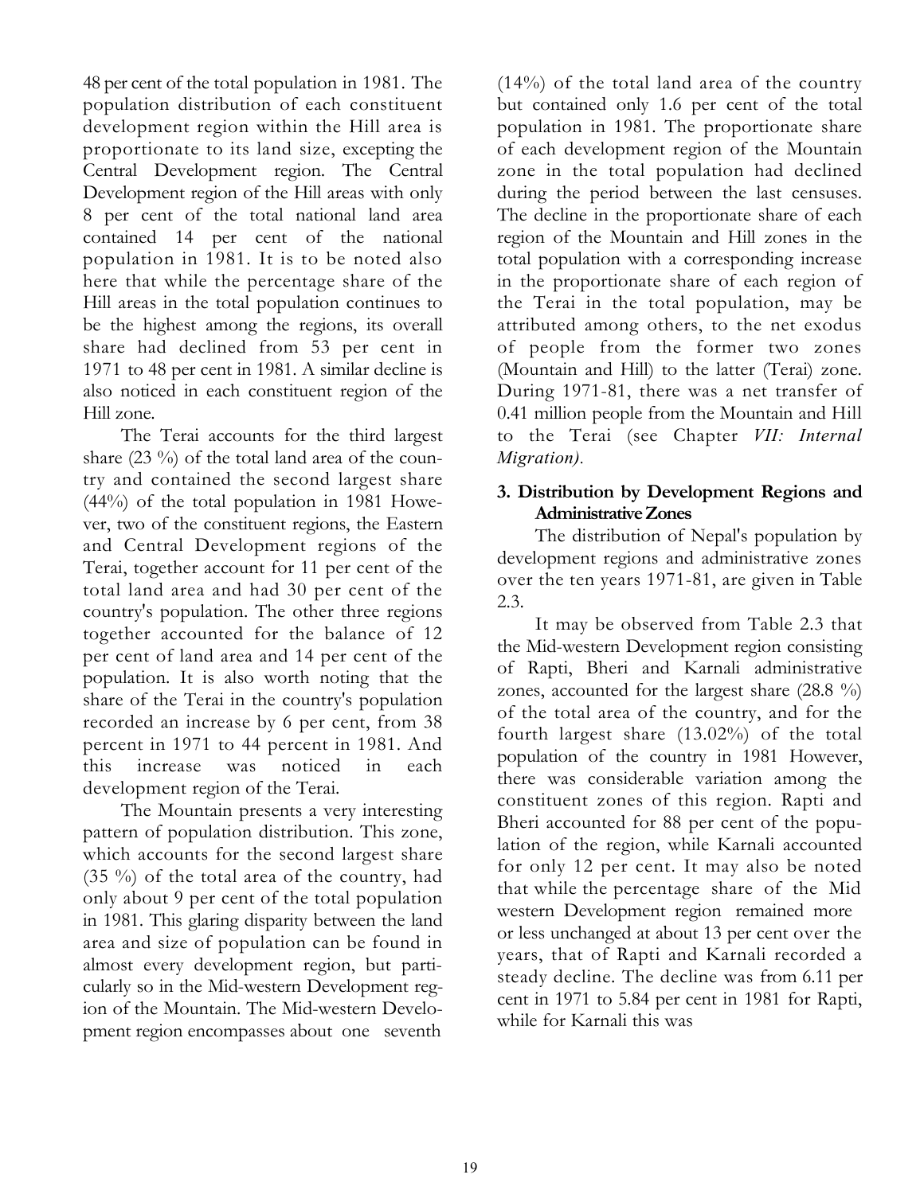48 per cent of the total population in 1981. The population distribution of each constituent development region within the Hill area is proportionate to its land size, excepting the Central Development region. The Central Development region of the Hill areas with only 8 per cent of the total national land area contained 14 per cent of the national population in 1981. It is to be noted also here that while the percentage share of the Hill areas in the total population continues to be the highest among the regions, its overall share had declined from 53 per cent in 1971 to 48 per cent in 1981. A similar decline is also noticed in each constituent region of the Hill zone.

The Terai accounts for the third largest share (23 %) of the total land area of the country and contained the second largest share (44%) of the total population in 1981 However, two of the constituent regions, the Eastern and Central Development regions of the Terai, together account for 11 per cent of the total land area and had 30 per cent of the country's population. The other three regions together accounted for the balance of 12 per cent of land area and 14 per cent of the population. It is also worth noting that the share of the Terai in the country's population recorded an increase by 6 per cent, from 38 percent in 1971 to 44 percent in 1981. And this increase was noticed in each development region of the Terai.

The Mountain presents a very interesting pattern of population distribution. This zone, which accounts for the second largest share (35 %) of the total area of the country, had only about 9 per cent of the total population in 1981. This glaring disparity between the land area and size of population can be found in almost every development region, but particularly so in the Mid-western Development region of the Mountain. The Mid-western Development region encompasses about one seventh (14%) of the total land area of the country but contained only 1.6 per cent of the total population in 1981. The proportionate share of each development region of the Mountain zone in the total population had declined during the period between the last censuses. The decline in the proportionate share of each region of the Mountain and Hill zones in the total population with a corresponding increase in the proportionate share of each region of the Terai in the total population, may be attributed among others, to the net exodus of people from the former two zones (Mountain and Hill) to the latter (Terai) zone. During 1971-81, there was a net transfer of 0.41 million people from the Mountain and Hill to the Terai (see Chapter *VII: Internal Migration).*

### 3. Distribution by Development Regions and Administrative Zones

The distribution of Nepal's population by development regions and administrative zones over the ten years 1971-81, are given in Table 2.3.

It may be observed from Table 2.3 that the Mid-western Development region consisting of Rapti, Bheri and Karnali administrative zones, accounted for the largest share (28.8 %) of the total area of the country, and for the fourth largest share (13.02%) of the total population of the country in 1981 However, there was considerable variation among the constituent zones of this region. Rapti and Bheri accounted for 88 per cent of the population of the region, while Karnali accounted for only 12 per cent. It may also be noted that while the percentage share of the Mid western Development region remained more or less unchanged at about 13 per cent over the years, that of Rapti and Karnali recorded a steady decline. The decline was from 6.11 per cent in 1971 to 5.84 per cent in 1981 for Rapti, while for Karnali this was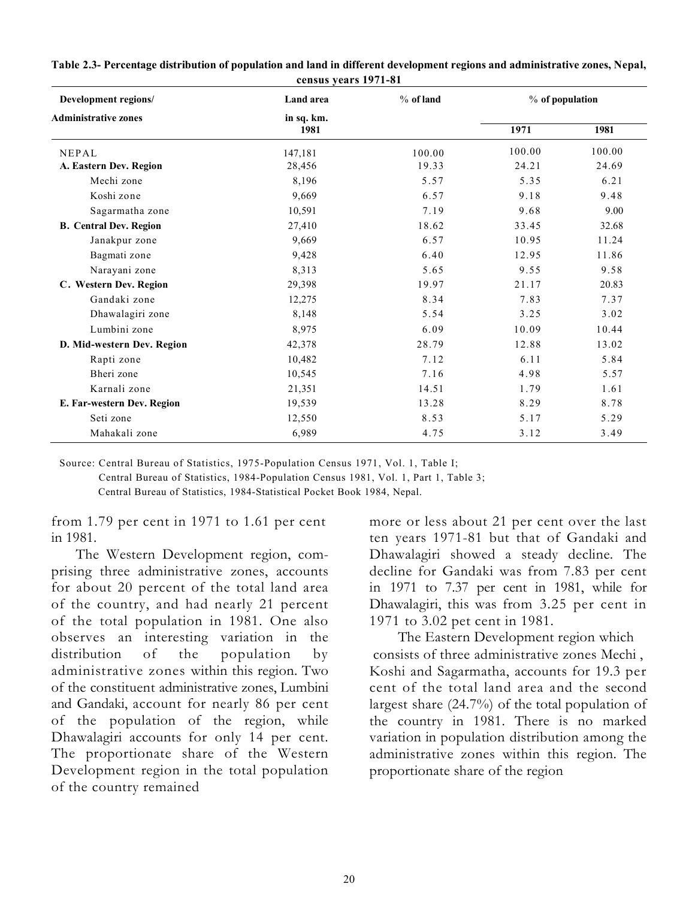**Table 2.3- Percentage distribution of population and land in different development regions and administrative zones, Nepal, census years 1971-81**

| Development regions/ Administrative zones | Land area in sq. km. 1981 | % of land | % of population | |
|---|---|---|---|---|
| | | | 1971 | 1981 |
| NEPAL | 147,181 | 100.00 | 100.00 | 100.00 |
| **A. Eastern Dev. Region** | 28,456 | 19.33 | 24.21 | 24.69 |
| Mechi zone | 8,196 | 5.57 | 5.35 | 6.21 |
| Koshi zone | 9,669 | 6.57 | 9.18 | 9.48 |
| Sagarmatha zone | 10,591 | 7.19 | 9.68 | 9.00 |
| **B. Central Dev. Region** | 27,410 | 18.62 | 33.45 | 32.68 |
| Janakpur zone | 9,669 | 6.57 | 10.95 | 11.24 |
| Bagmati zone | 9,428 | 6.40 | 12.95 | 11.86 |
| Narayani zone | 8,313 | 5.65 | 9.55 | 9.58 |
| **C. Western Dev. Region** | 29,398 | 19.97 | 21.17 | 20.83 |
| Gandaki zone | 12,275 | 8.34 | 7.83 | 7.37 |
| Dhawalagiri zone | 8,148 | 5.54 | 3.25 | 3.02 |
| Lumbini zone | 8,975 | 6.09 | 10.09 | 10.44 |
| **D. Mid-western Dev. Region** | 42,378 | 28.79 | 12.88 | 13.02 |
| Rapti zone | 10,482 | 7.12 | 6.11 | 5.84 |
| Bheri zone | 10,545 | 7.16 | 4.98 | 5.57 |
| Karnali zone | 21,351 | 14.51 | 1.79 | 1.61 |
| **E. Far-western Dev. Region** | 19,539 | 13.28 | 8.29 | 8.78 |
| Seti zone | 12,550 | 8.53 | 5.17 | 5.29 |
| Mahakali zone | 6,989 | 4.75 | 3.12 | 3.49 |

Source: Central Bureau of Statistics, 1975-Population Census 1971, Vol. 1, Table I;
Central Bureau of Statistics, 1984-Population Census 1981, Vol. 1, Part 1, Table 3;
Central Bureau of Statistics, 1984-Statistical Pocket Book 1984, Nepal.

from 1.79 per cent in 1971 to 1.61 per cent in 1981.

The Western Development region, comprising three administrative zones, accounts for about 20 percent of the total land area of the country, and had nearly 21 percent of the total population in 1981. One also observes an interesting variation in the distribution of the population by administrative zones within this region. Two of the constituent administrative zones, Lumbini and Gandaki, account for nearly 86 per cent of the population of the region, while Dhawalagiri accounts for only 14 per cent. The proportionate share of the Western Development region in the total population of the country remained more or less about 21 per cent over the last ten years 1971-81 but that of Gandaki and Dhawalagiri showed a steady decline. The decline for Gandaki was from 7.83 per cent in 1971 to 7.37 per cent in 1981, while for Dhawalagiri, this was from 3.25 per cent in 1971 to 3.02 pet cent in 1981.

The Eastern Development region which consists of three administrative zones Mechi , Koshi and Sagarmatha, accounts for 19.3 per cent of the total land area and the second largest share (24.7%) of the total population of the country in 1981. There is no marked variation in population distribution among the administrative zones within this region. The proportionate share of the region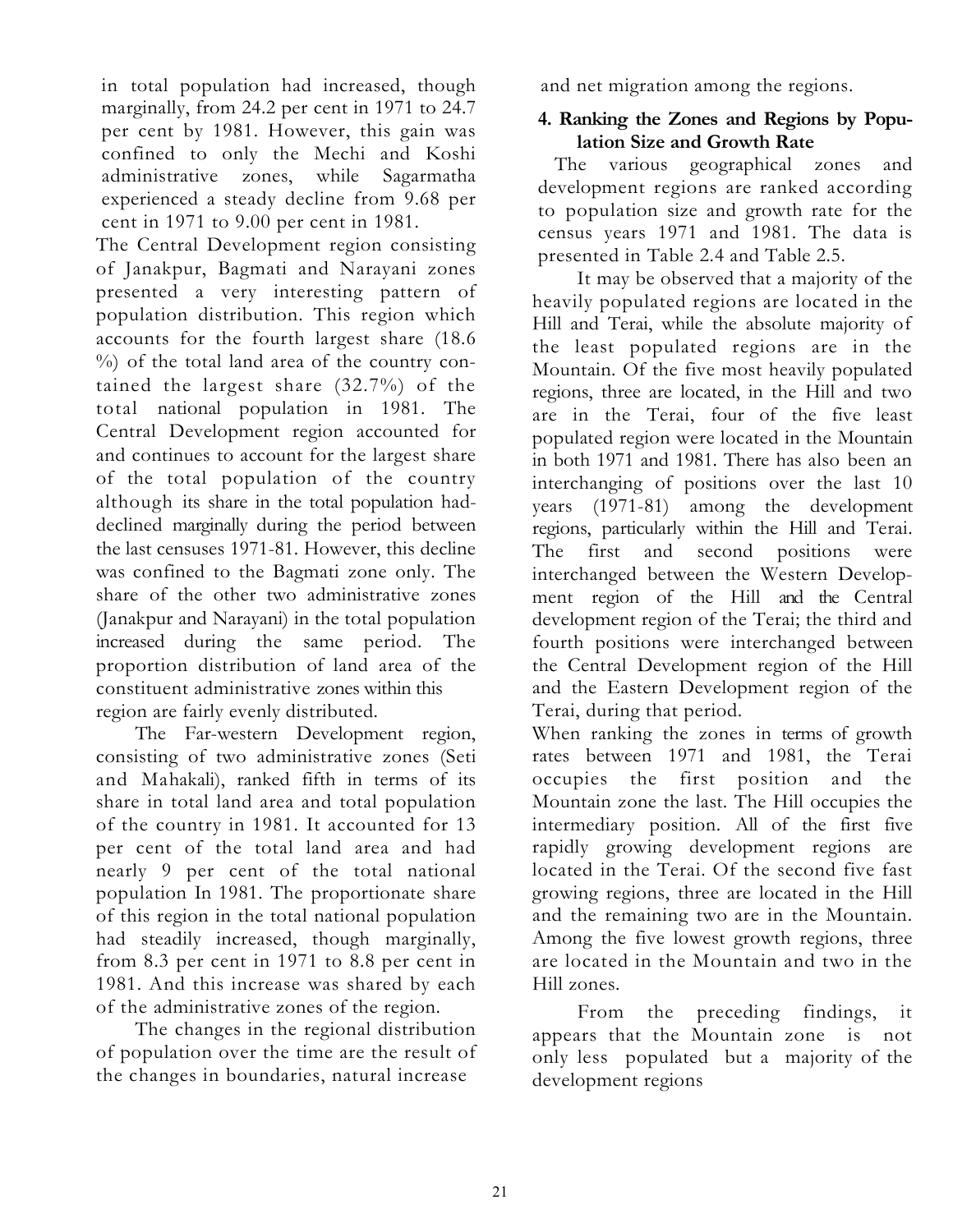in total population had increased, though marginally, from 24.2 per cent in 1971 to 24.7 per cent by 1981. However, this gain was confined to only the Mechi and Koshi administrative zones, while Sagarmatha experienced a steady decline from 9.68 per cent in 1971 to 9.00 per cent in 1981.

The Central Development region consisting of Janakpur, Bagmati and Narayani zones presented a very interesting pattern of population distribution. This region which accounts for the fourth largest share (18.6 %) of the total land area of the country contained the largest share (32.7%) of the total national population in 1981. The Central Development region accounted for and continues to account for the largest share of the total population of the country although its share in the total population had-declined marginally during the period between the last censuses 1971-81. However, this decline was confined to the Bagmati zone only. The share of the other two administrative zones (Janakpur and Narayani) in the total population increased during the same period. The proportion distribution of land area of the constituent administrative zones within this region are fairly evenly distributed.

The Far-western Development region, consisting of two administrative zones (Seti and Mahakali), ranked fifth in terms of its share in total land area and total population of the country in 1981. It accounted for 13 per cent of the total land area and had nearly 9 per cent of the total national population In 1981. The proportionate share of this region in the total national population had steadily increased, though marginally, from 8.3 per cent in 1971 to 8.8 per cent in 1981. And this increase was shared by each of the administrative zones of the region.

The changes in the regional distribution of population over the time are the result of the changes in boundaries, natural increase and net migration among the regions.

## 4. Ranking the Zones and Regions by Population Size and Growth Rate

The various geographical zones and development regions are ranked according to population size and growth rate for the census years 1971 and 1981. The data is presented in Table 2.4 and Table 2.5.

It may be observed that a majority of the heavily populated regions are located in the Hill and Terai, while the absolute majority of the least populated regions are in the Mountain. Of the five most heavily populated regions, three are located, in the Hill and two are in the Terai, four of the five least populated region were located in the Mountain in both 1971 and 1981. There has also been an interchanging of positions over the last 10 years (1971-81) among the development regions, particularly within the Hill and Terai. The first and second positions were interchanged between the Western Development region of the Hill and the Central development region of the Terai; the third and fourth positions were interchanged between the Central Development region of the Hill and the Eastern Development region of the Terai, during that period.

When ranking the zones in terms of growth rates between 1971 and 1981, the Terai occupies the first position and the Mountain zone the last. The Hill occupies the intermediary position. All of the first five rapidly growing development regions are located in the Terai. Of the second five fast growing regions, three are located in the Hill and the remaining two are in the Mountain. Among the five lowest growth regions, three are located in the Mountain and two in the Hill zones.

From the preceding findings, it appears that the Mountain zone is not only less populated but a majority of the development regions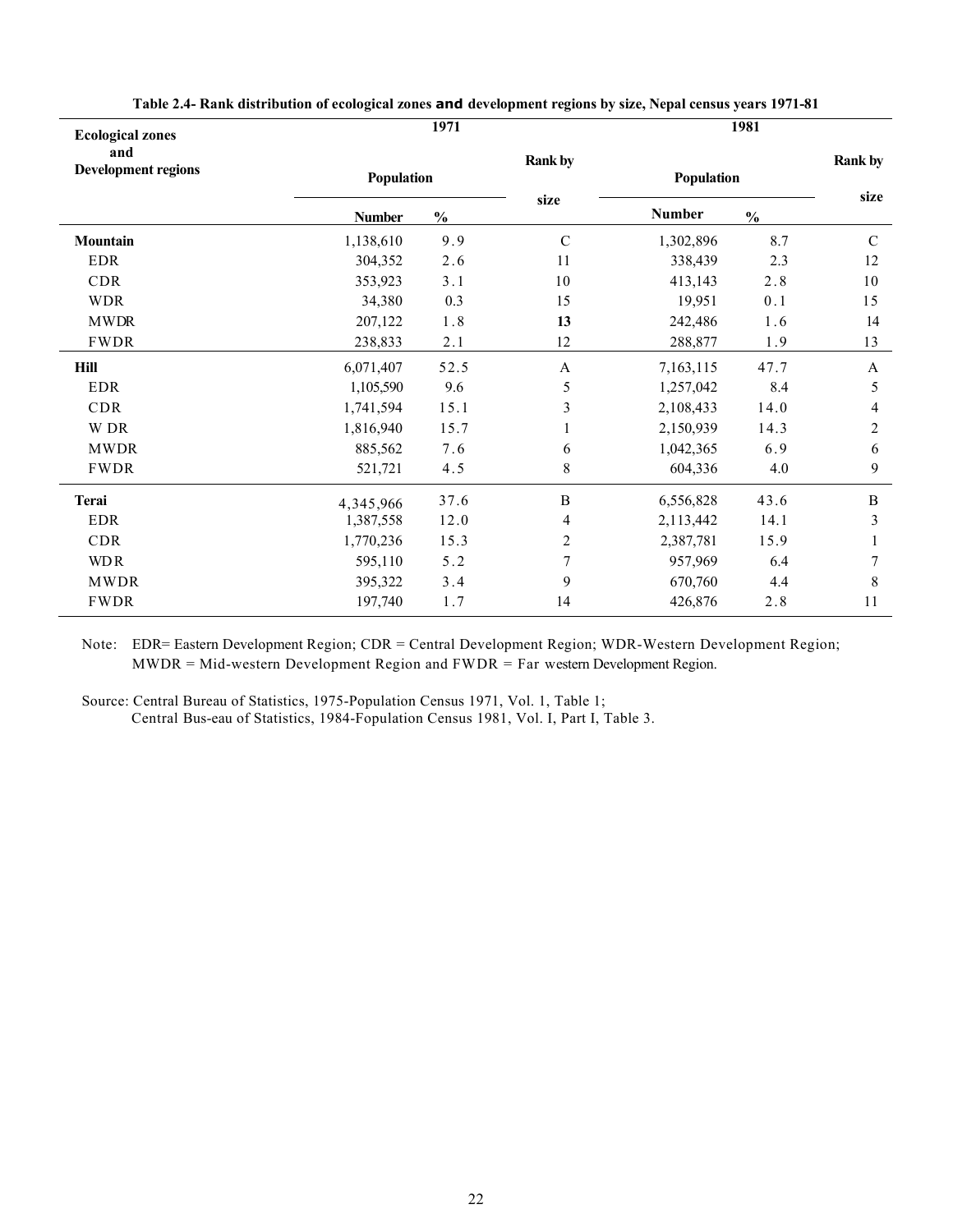**Table 2.4- Rank distribution of ecological zones and development regions by size, Nepal census years 1971-81**

| Ecological zones and Development regions | 1971 Population Number | % | Rank by size | 1981 Population Number | % | Rank by size |
|---|---|---|---|---|---|---|
| **Mountain** | 1,138,610 | 9.9 | C | 1,302,896 | 8.7 | C |
| EDR | 304,352 | 2.6 | 11 | 338,439 | 2.3 | 12 |
| CDR | 353,923 | 3.1 | 10 | 413,143 | 2.8 | 10 |
| WDR | 34,380 | 0.3 | 15 | 19,951 | 0.1 | 15 |
| MWDR | 207,122 | 1.8 | **13** | 242,486 | 1.6 | 14 |
| FWDR | 238,833 | 2.1 | 12 | 288,877 | 1.9 | 13 |
| **Hill** | 6,071,407 | 52.5 | A | 7,163,115 | 47.7 | A |
| EDR | 1,105,590 | 9.6 | 5 | 1,257,042 | 8.4 | 5 |
| CDR | 1,741,594 | 15.1 | 3 | 2,108,433 | 14.0 | 4 |
| W DR | 1,816,940 | 15.7 | 1 | 2,150,939 | 14.3 | 2 |
| MWDR | 885,562 | 7.6 | 6 | 1,042,365 | 6.9 | 6 |
| FWDR | 521,721 | 4.5 | 8 | 604,336 | 4.0 | 9 |
| **Terai** | 4,345,966 | 37.6 | B | 6,556,828 | 43.6 | B |
| EDR | 1,387,558 | 12.0 | 4 | 2,113,442 | 14.1 | 3 |
| CDR | 1,770,236 | 15.3 | 2 | 2,387,781 | 15.9 | 1 |
| WDR | 595,110 | 5.2 | 7 | 957,969 | 6.4 | 7 |
| MWDR | 395,322 | 3.4 | 9 | 670,760 | 4.4 | 8 |
| FWDR | 197,740 | 1.7 | 14 | 426,876 | 2.8 | 11 |

Note: EDR= Eastern Development Region; CDR = Central Development Region; WDR-Western Development Region; MWDR = Mid-western Development Region and FWDR = Far western Development Region.

Source: Central Bureau of Statistics, 1975-Population Census 1971, Vol. 1, Table 1;
Central Bus-eau of Statistics, 1984-Fopulation Census 1981, Vol. I, Part I, Table 3.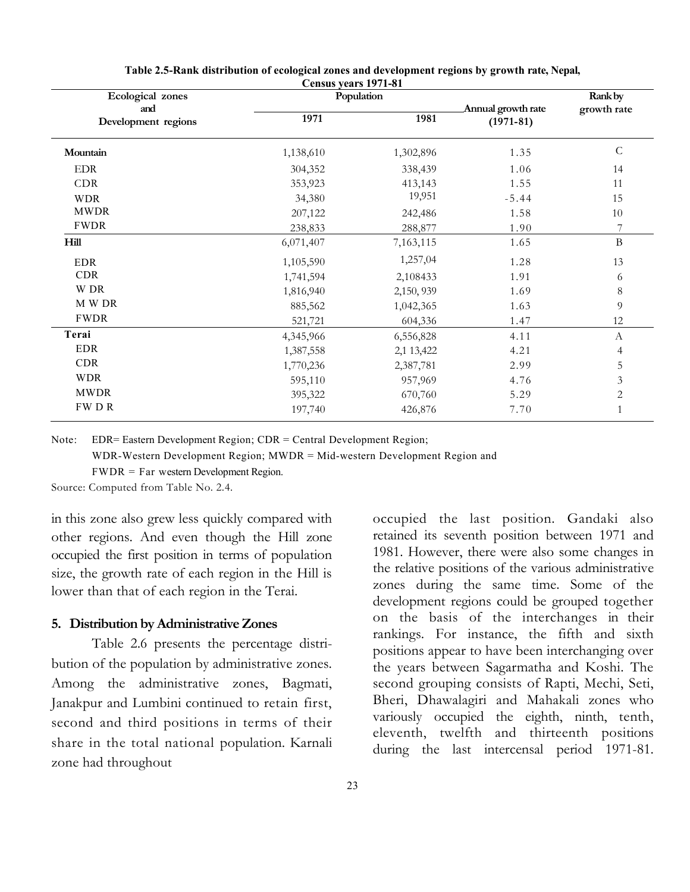**Table 2.5-Rank distribution of ecological zones and development regions by growth rate, Nepal, Census years 1971-81**

| Ecological zones and Development regions | Population | | Annual growth rate (1971-81) | Rank by growth rate |
|---|---|---|---|---|
| | 1971 | 1981 | | |
| **Mountain** | 1,138,610 | 1,302,896 | 1.35 | C |
| EDR | 304,352 | 338,439 | 1.06 | 14 |
| CDR | 353,923 | 413,143 | 1.55 | 11 |
| WDR | 34,380 | 19,951 | -5.44 | 15 |
| MWDR | 207,122 | 242,486 | 1.58 | 10 |
| FWDR | 238,833 | 288,877 | 1.90 | 7 |
| **Hill** | 6,071,407 | 7,163,115 | 1.65 | B |
| EDR | 1,105,590 | 1,257,04 | 1.28 | 13 |
| CDR | 1,741,594 | 2,108433 | 1.91 | 6 |
| W DR | 1,816,940 | 2,150, 939 | 1.69 | 8 |
| M W DR | 885,562 | 1,042,365 | 1.63 | 9 |
| FWDR | 521,721 | 604,336 | 1.47 | 12 |
| **Terai** | 4,345,966 | 6,556,828 | 4.11 | A |
| EDR | 1,387,558 | 2,1 13,422 | 4.21 | 4 |
| CDR | 1,770,236 | 2,387,781 | 2.99 | 5 |
| WDR | 595,110 | 957,969 | 4.76 | 3 |
| MWDR | 395,322 | 670,760 | 5.29 | 2 |
| FW D R | 197,740 | 426,876 | 7.70 | 1 |

Note: EDR= Eastern Development Region; CDR = Central Development Region; WDR-Western Development Region; MWDR = Mid-western Development Region and FWDR = Far western Development Region.

Source: Computed from Table No. 2.4.

in this zone also grew less quickly compared with other regions. And even though the Hill zone occupied the first position in terms of population size, the growth rate of each region in the Hill is lower than that of each region in the Terai.

## 5. Distribution by Administrative Zones

Table 2.6 presents the percentage distribution of the population by administrative zones. Among the administrative zones, Bagmati, Janakpur and Lumbini continued to retain first, second and third positions in terms of their share in the total national population. Karnali zone had throughout occupied the last position. Gandaki also retained its seventh position between 1971 and 1981. However, there were also some changes in the relative positions of the various administrative zones during the same time. Some of the development regions could be grouped together on the basis of the interchanges in their rankings. For instance, the fifth and sixth positions appear to have been interchanging over the years between Sagarmatha and Koshi. The second grouping consists of Rapti, Mechi, Seti, Bheri, Dhawalagiri and Mahakali zones who variously occupied the eighth, ninth, tenth, eleventh, twelfth and thirteenth positions during the last intercensal period 1971-81.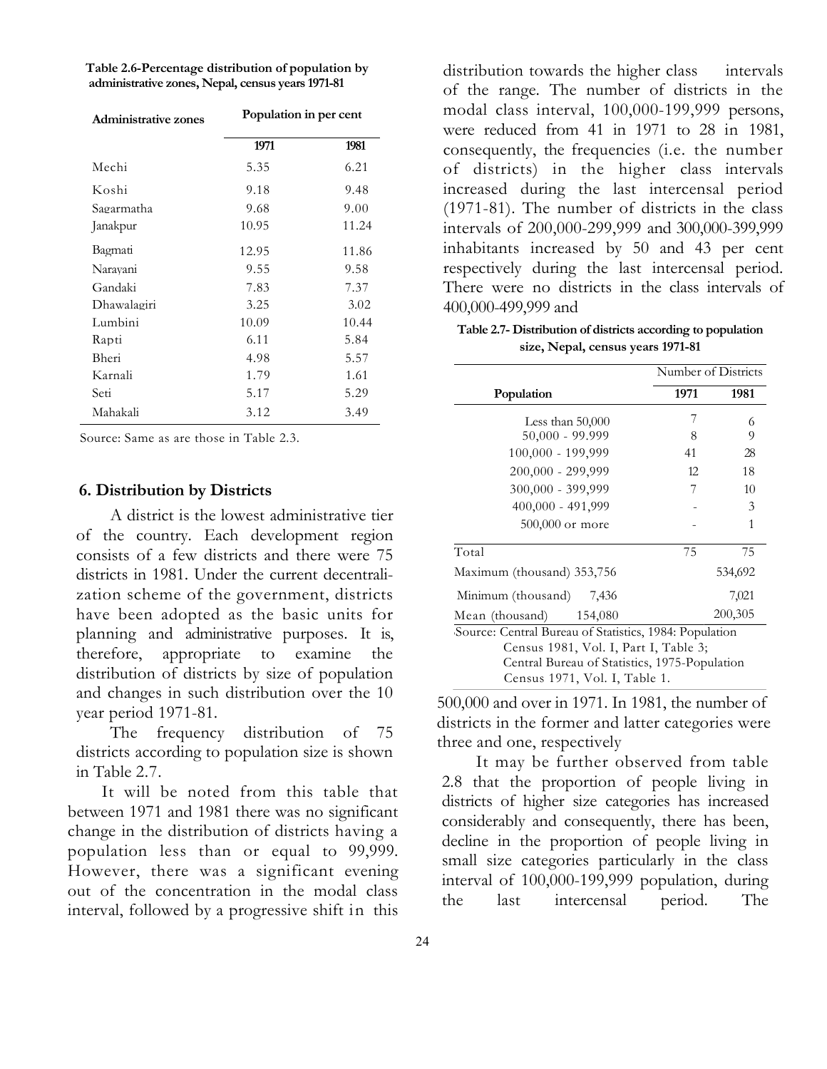**Table 2.6-Percentage distribution of population by administrative zones, Nepal, census years 1971-81**

| Administrative zones | Population in per cent | |
|---|---|---|
| | 1971 | 1981 |
| Mechi | 5.35 | 6.21 |
| Koshi | 9.18 | 9.48 |
| Sagarmatha | 9.68 | 9.00 |
| Janakpur | 10.95 | 11.24 |
| Bagmati | 12.95 | 11.86 |
| Narayani | 9.55 | 9.58 |
| Gandaki | 7.83 | 7.37 |
| Dhawalagiri | 3.25 | 3.02 |
| Lumbini | 10.09 | 10.44 |
| Rapti | 6.11 | 5.84 |
| Bheri | 4.98 | 5.57 |
| Karnali | 1.79 | 1.61 |
| Seti | 5.17 | 5.29 |
| Mahakali | 3.12 | 3.49 |

Source: Same as are those in Table 2.3.

### 6. Distribution by Districts

A district is the lowest administrative tier of the country. Each development region consists of a few districts and there were 75 districts in 1981. Under the current decentralization scheme of the government, districts have been adopted as the basic units for planning and administrative purposes. It is, therefore, appropriate to examine the distribution of districts by size of population and changes in such distribution over the 10 year period 1971-81.

The frequency distribution of 75 districts according to population size is shown in Table 2.7.

It will be noted from this table that between 1971 and 1981 there was no significant change in the distribution of districts having a population less than or equal to 99,999. However, there was a significant evening out of the concentration in the modal class interval, followed by a progressive shift in this distribution towards the higher class intervals of the range. The number of districts in the modal class interval, 100,000-199,999 persons, were reduced from 41 in 1971 to 28 in 1981, consequently, the frequencies (i.e. the number of districts) in the higher class intervals increased during the last intercensal period (1971-81). The number of districts in the class intervals of 200,000-299,999 and 300,000-399,999 inhabitants increased by 50 and 43 per cent respectively during the last intercensal period. There were no districts in the class intervals of 400,000-499,999 and 500,000 and over in 1971. In 1981, the number of districts in the former and latter categories were three and one, respectively

**Table 2.7- Distribution of districts according to population size, Nepal, census years 1971-81**

| Population | Number of Districts | |
|---|---|---|
| | 1971 | 1981 |
| Less than 50,000 | 7 | 6 |
| 50,000 - 99.999 | 8 | 9 |
| 100,000 - 199,999 | 41 | 28 |
| 200,000 - 299,999 | 12 | 18 |
| 300,000 - 399,999 | 7 | 10 |
| 400,000 - 491,999 | - | 3 |
| 500,000 or more | - | 1 |
| Total | 75 | 75 |
| Maximum (thousand) | 353,756 | 534,692 |
| Minimum (thousand) | 7,436 | 7,021 |
| Mean (thousand) | 154,080 | 200,305 |

Source: Central Bureau of Statistics, 1984: Population Census 1981, Vol. I, Part I, Table 3; Central Bureau of Statistics, 1975-Population Census 1971, Vol. I, Table 1.

It may be further observed from table 2.8 that the proportion of people living in districts of higher size categories has increased considerably and consequently, there has been, decline in the proportion of people living in small size categories particularly in the class interval of 100,000-199,999 population, during the last intercensal period. The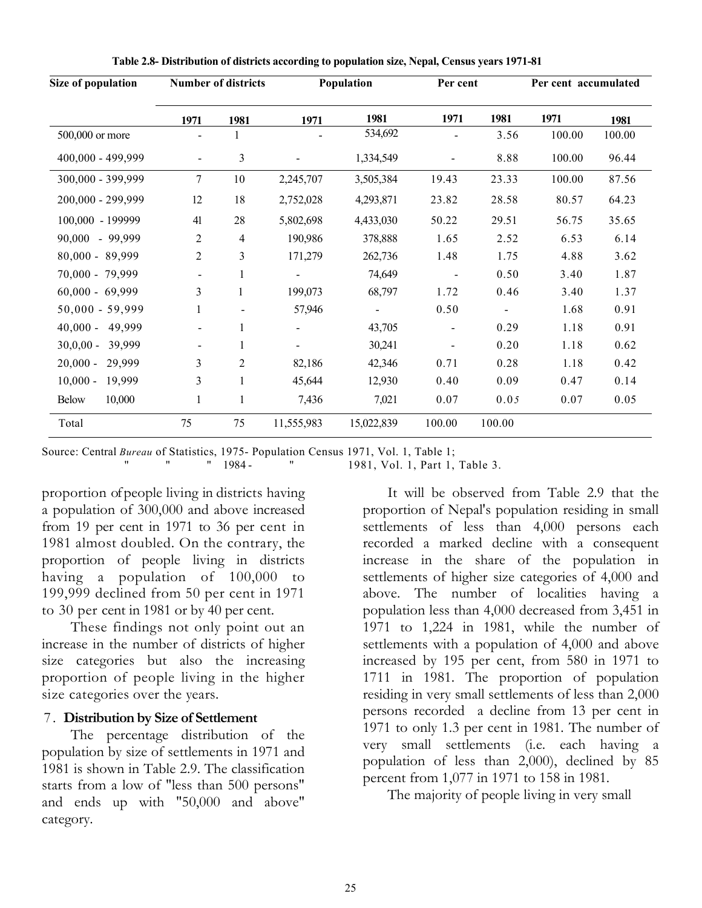**Table 2.8- Distribution of districts according to population size, Nepal, Census years 1971-81**

| Size of population | Number of districts | | Population | | Per cent | | Per cent accumulated | |
|---|---|---|---|---|---|---|---|---|
| | 1971 | 1981 | 1971 | 1981 | 1971 | 1981 | 1971 | 1981 |
| 500,000 or more | - | 1 | - | 534,692 | - | 3.56 | 100.00 | 100.00 |
| 400,000 - 499,999 | - | 3 | - | 1,334,549 | - | 8.88 | 100.00 | 96.44 |
| 300,000 - 399,999 | 7 | 10 | 2,245,707 | 3,505,384 | 19.43 | 23.33 | 100.00 | 87.56 |
| 200,000 - 299,999 | 12 | 18 | 2,752,028 | 4,293,871 | 23.82 | 28.58 | 80.57 | 64.23 |
| 100,000 - 199999 | 41 | 28 | 5,802,698 | 4,433,030 | 50.22 | 29.51 | 56.75 | 35.65 |
| 90,000 - 99,999 | 2 | 4 | 190,986 | 378,888 | 1.65 | 2.52 | 6.53 | 6.14 |
| 80,000 - 89,999 | 2 | 3 | 171,279 | 262,736 | 1.48 | 1.75 | 4.88 | 3.62 |
| 70,000 - 79,999 | - | 1 | - | 74,649 | - | 0.50 | 3.40 | 1.87 |
| 60,000 - 69,999 | 3 | 1 | 199,073 | 68,797 | 1.72 | 0.46 | 3.40 | 1.37 |
| 50,000 - 59,999 | 1 | - | 57,946 | - | 0.50 | - | 1.68 | 0.91 |
| 40,000 - 49,999 | - | 1 | - | 43,705 | - | 0.29 | 1.18 | 0.91 |
| 30,0,00 - 39,999 | - | 1 | - | 30,241 | - | 0.20 | 1.18 | 0.62 |
| 20,000 - 29,999 | 3 | 2 | 82,186 | 42,346 | 0.71 | 0.28 | 1.18 | 0.42 |
| 10,000 - 19,999 | 3 | 1 | 45,644 | 12,930 | 0.40 | 0.09 | 0.47 | 0.14 |
| Below 10,000 | 1 | 1 | 7,436 | 7,021 | 0.07 | 0.05 | 0.07 | 0.05 |
| Total | 75 | 75 | 11,555,983 | 15,022,839 | 100.00 | 100.00 | | |

Source: Central *Bureau* of Statistics, 1975- Population Census 1971, Vol. 1, Table 1;
" " " 1984 - " 1981, Vol. 1, Part 1, Table 3.

proportion of people living in districts having a population of 300,000 and above increased from 19 per cent in 1971 to 36 per cent in 1981 almost doubled. On the contrary, the proportion of people living in districts having a population of 100,000 to 199,999 declined from 50 per cent in 1971 to 30 per cent in 1981 or by 40 per cent.

These findings not only point out an increase in the number of districts of higher size categories but also the increasing proportion of people living in the higher size categories over the years.

### 7. Distribution by Size of Settlement

The percentage distribution of the population by size of settlements in 1971 and 1981 is shown in Table 2.9. The classification starts from a low of "less than 500 persons" and ends up with "50,000 and above" category.

It will be observed from Table 2.9 that the proportion of Nepal's population residing in small settlements of less than 4,000 persons each recorded a marked decline with a consequent increase in the share of the population in settlements of higher size categories of 4,000 and above. The number of localities having a population less than 4,000 decreased from 3,451 in 1971 to 1,224 in 1981, while the number of settlements with a population of 4,000 and above increased by 195 per cent, from 580 in 1971 to 1711 in 1981. The proportion of population residing in very small settlements of less than 2,000 persons recorded a decline from 13 per cent in 1971 to only 1.3 per cent in 1981. The number of very small settlements (i.e. each having a population of less than 2,000), declined by 85 percent from 1,077 in 1971 to 158 in 1981.

The majority of people living in very small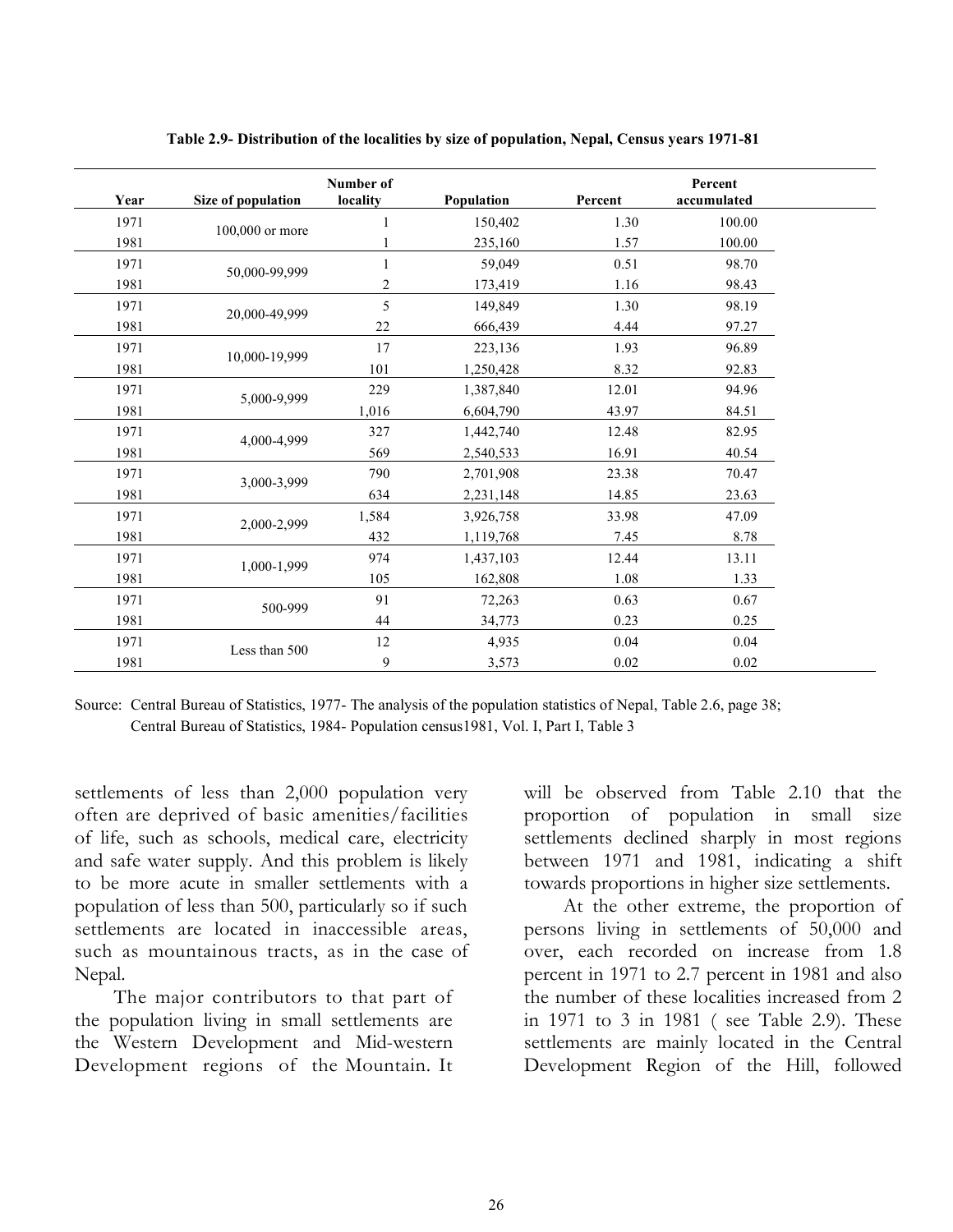**Table 2.9- Distribution of the localities by size of population, Nepal, Census years 1971-81**

| Year | Size of population | Number of locality | Population | Percent | Percent accumulated |
|---|---|---|---|---|---|
| 1971 | 100,000 or more | 1 | 150,402 | 1.30 | 100.00 |
| 1981 | | 1 | 235,160 | 1.57 | 100.00 |
| 1971 | 50,000-99,999 | 1 | 59,049 | 0.51 | 98.70 |
| 1981 | | 2 | 173,419 | 1.16 | 98.43 |
| 1971 | 20,000-49,999 | 5 | 149,849 | 1.30 | 98.19 |
| 1981 | | 22 | 666,439 | 4.44 | 97.27 |
| 1971 | 10,000-19,999 | 17 | 223,136 | 1.93 | 96.89 |
| 1981 | | 101 | 1,250,428 | 8.32 | 92.83 |
| 1971 | 5,000-9,999 | 229 | 1,387,840 | 12.01 | 94.96 |
| 1981 | | 1,016 | 6,604,790 | 43.97 | 84.51 |
| 1971 | 4,000-4,999 | 327 | 1,442,740 | 12.48 | 82.95 |
| 1981 | | 569 | 2,540,533 | 16.91 | 40.54 |
| 1971 | 3,000-3,999 | 790 | 2,701,908 | 23.38 | 70.47 |
| 1981 | | 634 | 2,231,148 | 14.85 | 23.63 |
| 1971 | 2,000-2,999 | 1,584 | 3,926,758 | 33.98 | 47.09 |
| 1981 | | 432 | 1,119,768 | 7.45 | 8.78 |
| 1971 | 1,000-1,999 | 974 | 1,437,103 | 12.44 | 13.11 |
| 1981 | | 105 | 162,808 | 1.08 | 1.33 |
| 1971 | 500-999 | 91 | 72,263 | 0.63 | 0.67 |
| 1981 | | 44 | 34,773 | 0.23 | 0.25 |
| 1971 | Less than 500 | 12 | 4,935 | 0.04 | 0.04 |
| 1981 | | 9 | 3,573 | 0.02 | 0.02 |

Source: Central Bureau of Statistics, 1977- The analysis of the population statistics of Nepal, Table 2.6, page 38; Central Bureau of Statistics, 1984- Population census1981, Vol. I, Part I, Table 3

settlements of less than 2,000 population very often are deprived of basic amenities/facilities of life, such as schools, medical care, electricity and safe water supply. And this problem is likely to be more acute in smaller settlements with a population of less than 500, particularly so if such settlements are located in inaccessible areas, such as mountainous tracts, as in the case of Nepal.

The major contributors to that part of the population living in small settlements are the Western Development and Mid-western Development regions of the Mountain. It will be observed from Table 2.10 that the proportion of population in small size settlements declined sharply in most regions between 1971 and 1981, indicating a shift towards proportions in higher size settlements.

At the other extreme, the proportion of persons living in settlements of 50,000 and over, each recorded on increase from 1.8 percent in 1971 to 2.7 percent in 1981 and also the number of these localities increased from 2 in 1971 to 3 in 1981 ( see Table 2.9). These settlements are mainly located in the Central Development Region of the Hill, followed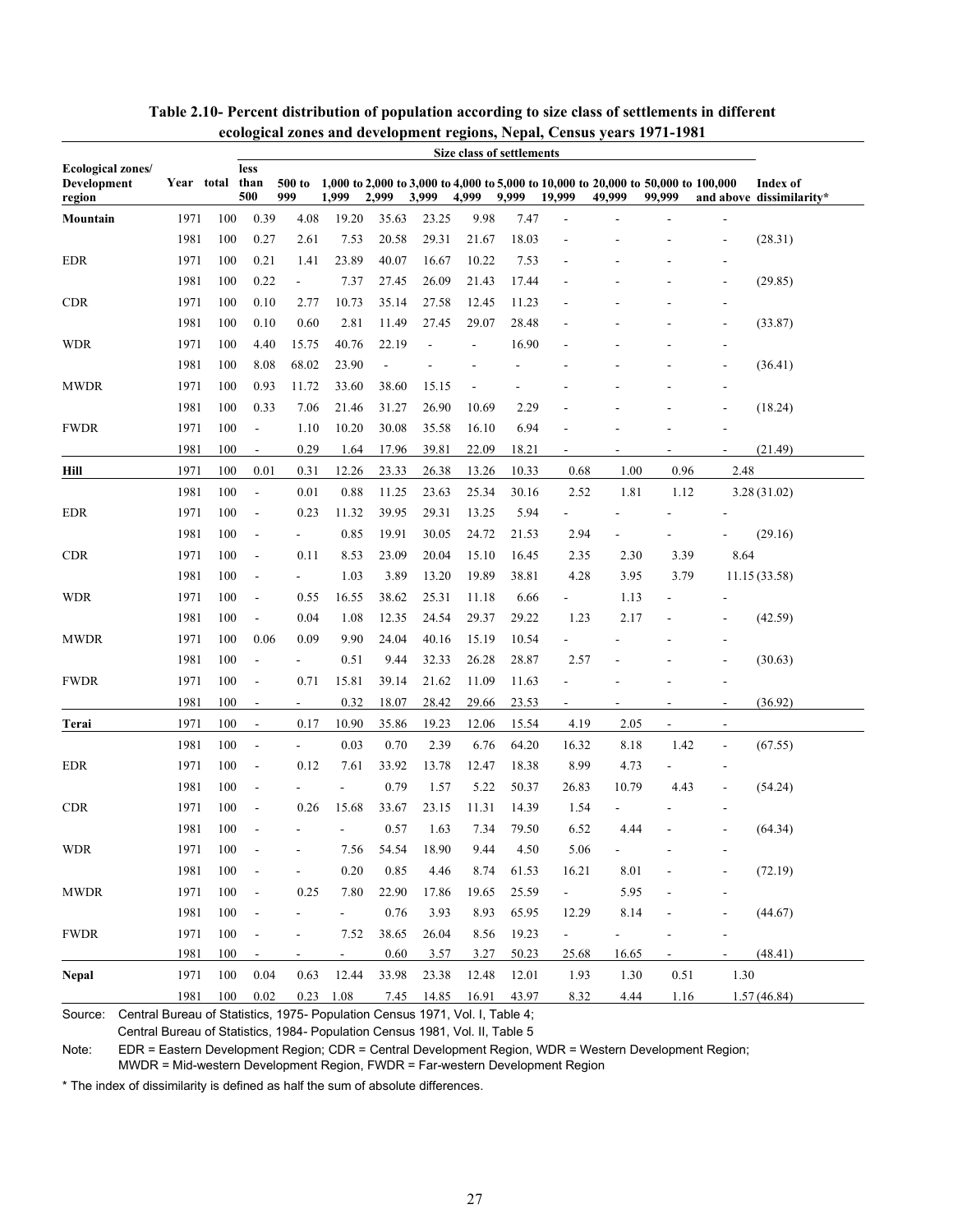**Table 2.10- Percent distribution of population according to size class of settlements in different ecological zones and development regions, Nepal, Census years 1971-1981**

| Ecological zones/ Development region | Year | total | Size class of settlements | | | | | | | | | | | | Index of dissimilarity* |
|---|---|---|---|---|---|---|---|---|---|---|---|---|---|---|---|
| | | | less than 500 | 500 to 999 | 1,000 to 1,999 | 2,000 to 2,999 | 3,000 to 3,999 | 4,000 to 4,999 | 5,000 to 9,999 | 10,000 to 19,999 | 20,000 to 49,999 | 50,000 to 99,999 | 100,000 and above | |
| **Mountain** | 1971 | 100 | 0.39 | 4.08 | 19.20 | 35.63 | 23.25 | 9.98 | 7.47 | - | - | - | - | |
| | 1981 | 100 | 0.27 | 2.61 | 7.53 | 20.58 | 29.31 | 21.67 | 18.03 | - | - | - | - | (28.31) |
| EDR | 1971 | 100 | 0.21 | 1.41 | 23.89 | 40.07 | 16.67 | 10.22 | 7.53 | - | - | - | - | |
| | 1981 | 100 | 0.22 | - | 7.37 | 27.45 | 26.09 | 21.43 | 17.44 | - | - | - | - | (29.85) |
| CDR | 1971 | 100 | 0.10 | 2.77 | 10.73 | 35.14 | 27.58 | 12.45 | 11.23 | - | - | - | - | |
| | 1981 | 100 | 0.10 | 0.60 | 2.81 | 11.49 | 27.45 | 29.07 | 28.48 | - | - | - | - | (33.87) |
| WDR | 1971 | 100 | 4.40 | 15.75 | 40.76 | 22.19 | - | - | 16.90 | - | - | - | - | |
| | 1981 | 100 | 8.08 | 68.02 | 23.90 | - | - | - | - | - | - | - | - | (36.41) |
| MWDR | 1971 | 100 | 0.93 | 11.72 | 33.60 | 38.60 | 15.15 | - | - | - | - | - | - | |
| | 1981 | 100 | 0.33 | 7.06 | 21.46 | 31.27 | 26.90 | 10.69 | 2.29 | - | - | - | - | (18.24) |
| FWDR | 1971 | 100 | - | 1.10 | 10.20 | 30.08 | 35.58 | 16.10 | 6.94 | - | - | - | - | |
| | 1981 | 100 | - | 0.29 | 1.64 | 17.96 | 39.81 | 22.09 | 18.21 | - | - | - | - | (21.49) |
| **Hill** | 1971 | 100 | 0.01 | 0.31 | 12.26 | 23.33 | 26.38 | 13.26 | 10.33 | 0.68 | 1.00 | 0.96 | 2.48 | |
| | 1981 | 100 | - | 0.01 | 0.88 | 11.25 | 23.63 | 25.34 | 30.16 | 2.52 | 1.81 | 1.12 | 3.28 | (31.02) |
| EDR | 1971 | 100 | - | 0.23 | 11.32 | 39.95 | 29.31 | 13.25 | 5.94 | - | - | - | - | |
| | 1981 | 100 | - | - | 0.85 | 19.91 | 30.05 | 24.72 | 21.53 | 2.94 | - | - | - | (29.16) |
| CDR | 1971 | 100 | - | 0.11 | 8.53 | 23.09 | 20.04 | 15.10 | 16.45 | 2.35 | 2.30 | 3.39 | 8.64 | |
| | 1981 | 100 | - | - | 1.03 | 3.89 | 13.20 | 19.89 | 38.81 | 4.28 | 3.95 | 3.79 | 11.15 | (33.58) |
| WDR | 1971 | 100 | - | 0.55 | 16.55 | 38.62 | 25.31 | 11.18 | 6.66 | - | 1.13 | - | - | |
| | 1981 | 100 | - | 0.04 | 1.08 | 12.35 | 24.54 | 29.37 | 29.22 | 1.23 | 2.17 | - | - | (42.59) |
| MWDR | 1971 | 100 | 0.06 | 0.09 | 9.90 | 24.04 | 40.16 | 15.19 | 10.54 | - | - | - | - | |
| | 1981 | 100 | - | - | 0.51 | 9.44 | 32.33 | 26.28 | 28.87 | 2.57 | - | - | - | (30.63) |
| FWDR | 1971 | 100 | - | 0.71 | 15.81 | 39.14 | 21.62 | 11.09 | 11.63 | - | - | - | - | |
| | 1981 | 100 | - | - | 0.32 | 18.07 | 28.42 | 29.66 | 23.53 | - | - | - | - | (36.92) |
| **Terai** | 1971 | 100 | - | 0.17 | 10.90 | 35.86 | 19.23 | 12.06 | 15.54 | 4.19 | 2.05 | - | - | |
| | 1981 | 100 | - | - | 0.03 | 0.70 | 2.39 | 6.76 | 64.20 | 16.32 | 8.18 | 1.42 | - | (67.55) |
| EDR | 1971 | 100 | - | 0.12 | 7.61 | 33.92 | 13.78 | 12.47 | 18.38 | 8.99 | 4.73 | - | - | |
| | 1981 | 100 | - | - | - | 0.79 | 1.57 | 5.22 | 50.37 | 26.83 | 10.79 | 4.43 | - | (54.24) |
| CDR | 1971 | 100 | - | 0.26 | 15.68 | 33.67 | 23.15 | 11.31 | 14.39 | 1.54 | - | - | - | |
| | 1981 | 100 | - | - | - | 0.57 | 1.63 | 7.34 | 79.50 | 6.52 | 4.44 | - | - | (64.34) |
| WDR | 1971 | 100 | - | - | 7.56 | 54.54 | 18.90 | 9.44 | 4.50 | 5.06 | - | - | - | |
| | 1981 | 100 | - | - | 0.20 | 0.85 | 4.46 | 8.74 | 61.53 | 16.21 | 8.01 | - | - | (72.19) |
| MWDR | 1971 | 100 | - | 0.25 | 7.80 | 22.90 | 17.86 | 19.65 | 25.59 | - | 5.95 | - | - | |
| | 1981 | 100 | - | - | - | 0.76 | 3.93 | 8.93 | 65.95 | 12.29 | 8.14 | - | - | (44.67) |
| FWDR | 1971 | 100 | - | - | 7.52 | 38.65 | 26.04 | 8.56 | 19.23 | - | - | - | - | |
| | 1981 | 100 | - | - | - | 0.60 | 3.57 | 3.27 | 50.23 | 25.68 | 16.65 | - | - | (48.41) |
| **Nepal** | 1971 | 100 | 0.04 | 0.63 | 12.44 | 33.98 | 23.38 | 12.48 | 12.01 | 1.93 | 1.30 | 0.51 | 1.30 | |
| | 1981 | 100 | 0.02 | 0.23 | 1.08 | 7.45 | 14.85 | 16.91 | 43.97 | 8.32 | 4.44 | 1.16 | 1.57 | (46.84) |

Source: Central Bureau of Statistics, 1975- Population Census 1971, Vol. I, Table 4;
Central Bureau of Statistics, 1984- Population Census 1981, Vol. II, Table 5

Note: EDR = Eastern Development Region; CDR = Central Development Region, WDR = Western Development Region; MWDR = Mid-western Development Region, FWDR = Far-western Development Region

* The index of dissimilarity is defined as half the sum of absolute differences.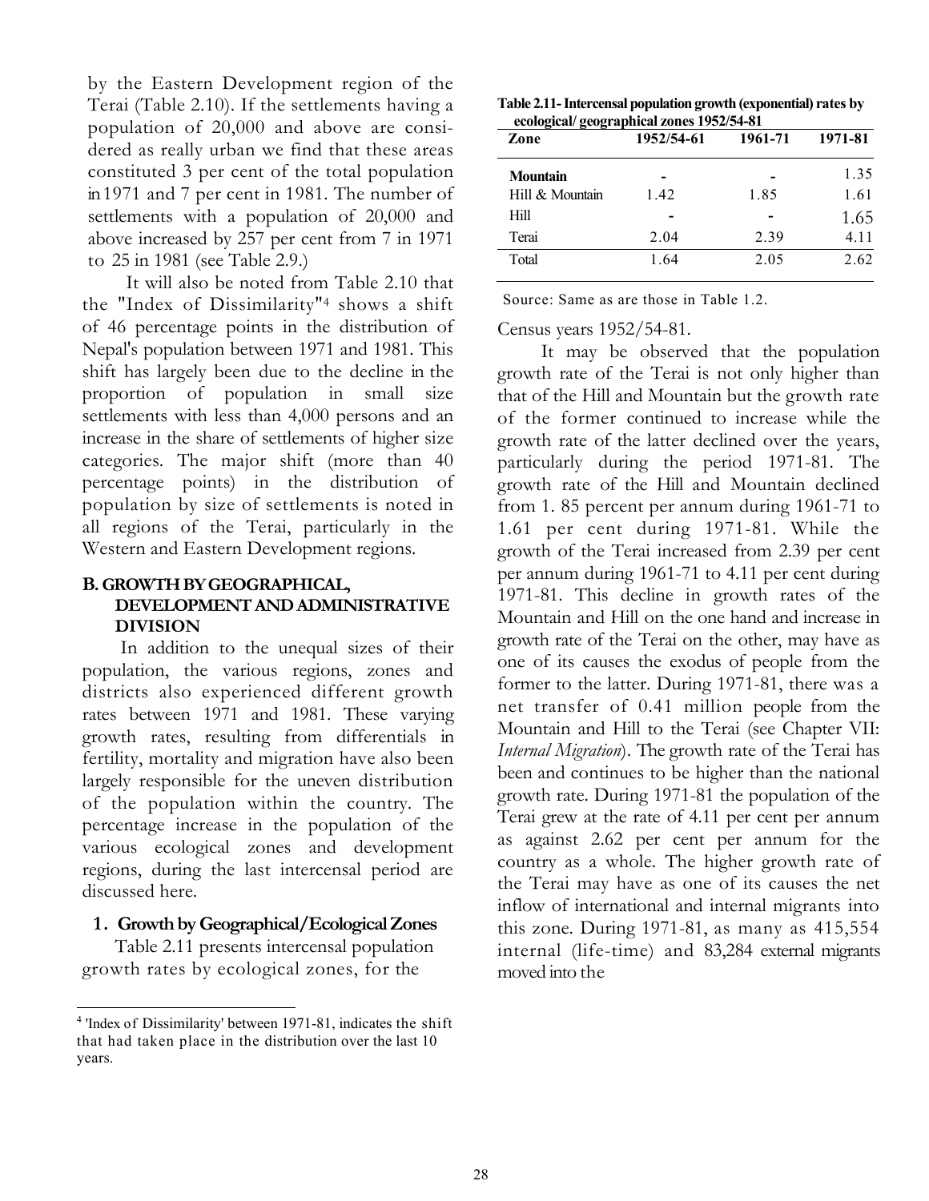by the Eastern Development region of the Terai (Table 2.10). If the settlements having a population of 20,000 and above are considered as really urban we find that these areas constituted 3 per cent of the total population in 1971 and 7 per cent in 1981. The number of settlements with a population of 20,000 and above increased by 257 per cent from 7 in 1971 to 25 in 1981 (see Table 2.9.)

It will also be noted from Table 2.10 that the "Index of Dissimilarity"[4] shows a shift of 46 percentage points in the distribution of Nepal's population between 1971 and 1981. This shift has largely been due to the decline in the proportion of population in small size settlements with less than 4,000 persons and an increase in the share of settlements of higher size categories. The major shift (more than 40 percentage points) in the distribution of population by size of settlements is noted in all regions of the Terai, particularly in the Western and Eastern Development regions.

## B. GROWTH BY GEOGRAPHICAL, DEVELOPMENT AND ADMINISTRATIVE DIVISION

In addition to the unequal sizes of their population, the various regions, zones and districts also experienced different growth rates between 1971 and 1981. These varying growth rates, resulting from differentials in fertility, mortality and migration have also been largely responsible for the uneven distribution of the population within the country. The percentage increase in the population of the various ecological zones and development regions, during the last intercensal period are discussed here.

### 1. Growth by Geographical/Ecological Zones

Table 2.11 presents intercensal population growth rates by ecological zones, for the

**Table 2.11- Intercensal population growth (exponential) rates by ecological/ geographical zones 1952/54-81**

| Zone | 1952/54-61 | 1961-71 | 1971-81 |
|---|---|---|---|
| **Mountain** | - | - | 1.35 |
| Hill & Mountain | 1.42 | 1.85 | 1.61 |
| Hill | - | - | 1.65 |
| Terai | 2.04 | 2.39 | 4.11 |
| Total | 1.64 | 2.05 | 2.62 |

Source: Same as are those in Table 1.2.

Census years 1952/54-81.

It may be observed that the population growth rate of the Terai is not only higher than that of the Hill and Mountain but the growth rate of the former continued to increase while the growth rate of the latter declined over the years, particularly during the period 1971-81. The growth rate of the Hill and Mountain declined from 1. 85 percent per annum during 1961-71 to 1.61 per cent during 1971-81. While the growth of the Terai increased from 2.39 per cent per annum during 1961-71 to 4.11 per cent during 1971-81. This decline in growth rates of the Mountain and Hill on the one hand and increase in growth rate of the Terai on the other, may have as one of its causes the exodus of people from the former to the latter. During 1971-81, there was a net transfer of 0.41 million people from the Mountain and Hill to the Terai (see Chapter VII: *Internal Migration*). The growth rate of the Terai has been and continues to be higher than the national growth rate. During 1971-81 the population of the Terai grew at the rate of 4.11 per cent per annum as against 2.62 per cent per annum for the country as a whole. The higher growth rate of the Terai may have as one of its causes the net inflow of international and internal migrants into this zone. During 1971-81, as many as 415,554 internal (life-time) and 83,284 external migrants moved into the

---

[4] 'Index of Dissimilarity' between 1971-81, indicates the shift that had taken place in the distribution over the last 10 years.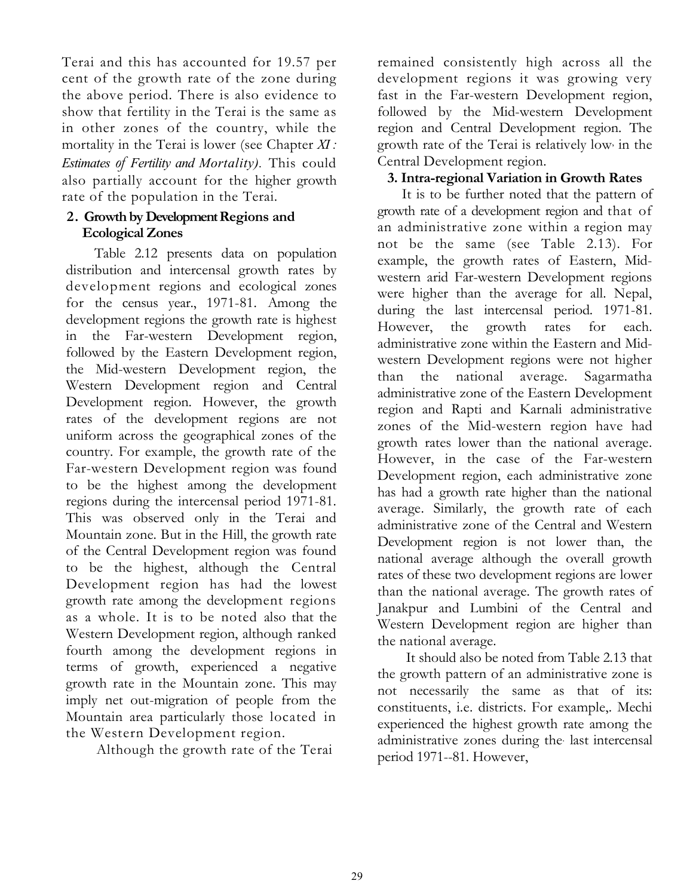Terai and this has accounted for 19.57 per cent of the growth rate of the zone during the above period. There is also evidence to show that fertility in the Terai is the same as in other zones of the country, while the mortality in the Terai is lower (see Chapter *XI : Estimates of Fertility and Mortality).* This could also partially account for the higher growth rate of the population in the Terai.

**2. Growth by Development Regions and Ecological Zones**

Table 2.12 presents data on population distribution and intercensal growth rates by development regions and ecological zones for the census year., 1971-81. Among the development regions the growth rate is highest in the Far-western Development region, followed by the Eastern Development region, the Mid-western Development region, the Western Development region and Central Development region. However, the growth rates of the development regions are not uniform across the geographical zones of the country. For example, the growth rate of the Far-western Development region was found to be the highest among the development regions during the intercensal period 1971-81. This was observed only in the Terai and Mountain zone. But in the Hill, the growth rate of the Central Development region was found to be the highest, although the Central Development region has had the lowest growth rate among the development regions as a whole. It is to be noted also that the Western Development region, although ranked fourth among the development regions in terms of growth, experienced a negative growth rate in the Mountain zone. This may imply net out-migration of people from the Mountain area particularly those located in the Western Development region.

Although the growth rate of the Terai remained consistently high across all the development regions it was growing very fast in the Far-western Development region, followed by the Mid-western Development region and Central Development region. The growth rate of the Terai is relatively low, in the Central Development region.

**3. Intra-regional Variation in Growth Rates**

It is to be further noted that the pattern of growth rate of a development region and that of an administrative zone within a region may not be the same (see Table 2.13). For example, the growth rates of Eastern, Mid-western arid Far-western Development regions were higher than the average for all. Nepal, during the last intercensal period. 1971-81. However, the growth rates for each. administrative zone within the Eastern and Mid-western Development regions were not higher than the national average. Sagarmatha administrative zone of the Eastern Development region and Rapti and Karnali administrative zones of the Mid-western region have had growth rates lower than the national average. However, in the case of the Far-western Development region, each administrative zone has had a growth rate higher than the national average. Similarly, the growth rate of each administrative zone of the Central and Western Development region is not lower than, the national average although the overall growth rates of these two development regions are lower than the national average. The growth rates of Janakpur and Lumbini of the Central and Western Development region are higher than the national average.

It should also be noted from Table 2.13 that the growth pattern of an administrative zone is not necessarily the same as that of its: constituents, i.e. districts. For example,. Mechi experienced the highest growth rate among the administrative zones during the last intercensal period 1971--81. However,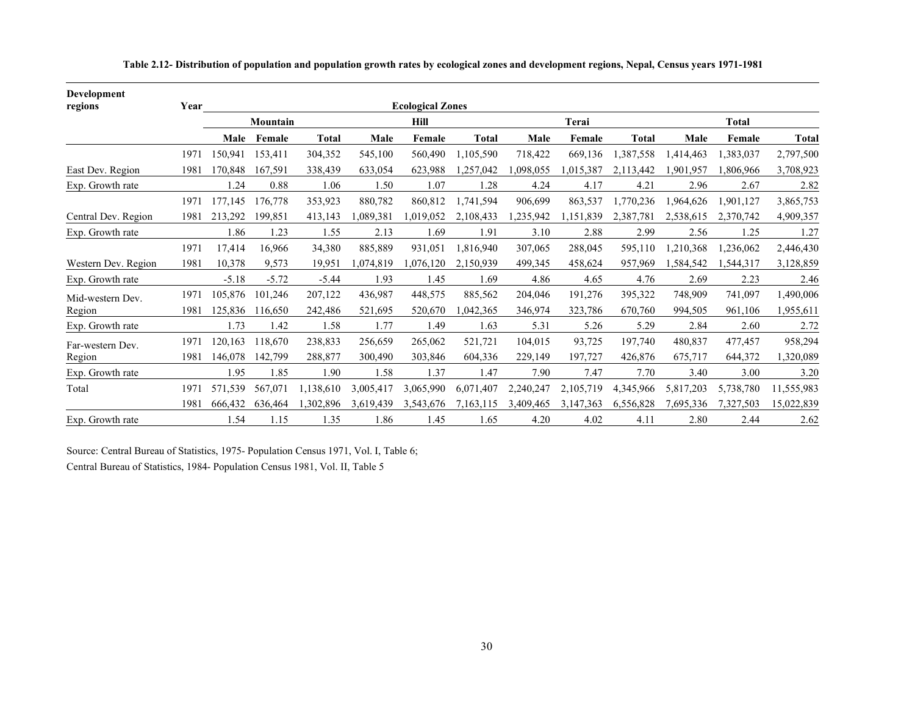**Table 2.12- Distribution of population and population growth rates by ecological zones and development regions, Nepal, Census years 1971-1981**

| Development regions | Year | Ecological Zones | | | | | | | | | | | |
|---|---|---|---|---|---|---|---|---|---|---|---|---|---|
| | | Mountain | | | Hill | | | Terai | | | Total | | |
| | | Male | Female | Total | Male | Female | Total | Male | Female | Total | Male | Female | Total |
| | 1971 | 150,941 | 153,411 | 304,352 | 545,100 | 560,490 | 1,105,590 | 718,422 | 669,136 | 1,387,558 | 1,414,463 | 1,383,037 | 2,797,500 |
| East Dev. Region | 1981 | 170,848 | 167,591 | 338,439 | 633,054 | 623,988 | 1,257,042 | 1,098,055 | 1,015,387 | 2,113,442 | 1,901,957 | 1,806,966 | 3,708,923 |
| Exp. Growth rate | | 1.24 | 0.88 | 1.06 | 1.50 | 1.07 | 1.28 | 4.24 | 4.17 | 4.21 | 2.96 | 2.67 | 2.82 |
| | 1971 | 177,145 | 176,778 | 353,923 | 880,782 | 860,812 | 1,741,594 | 906,699 | 863,537 | 1,770,236 | 1,964,626 | 1,901,127 | 3,865,753 |
| Central Dev. Region | 1981 | 213,292 | 199,851 | 413,143 | 1,089,381 | 1,019,052 | 2,108,433 | 1,235,942 | 1,151,839 | 2,387,781 | 2,538,615 | 2,370,742 | 4,909,357 |
| Exp. Growth rate | | 1.86 | 1.23 | 1.55 | 2.13 | 1.69 | 1.91 | 3.10 | 2.88 | 2.99 | 2.56 | 1.25 | 1.27 |
| | 1971 | 17,414 | 16,966 | 34,380 | 885,889 | 931,051 | 1,816,940 | 307,065 | 288,045 | 595,110 | 1,210,368 | 1,236,062 | 2,446,430 |
| Western Dev. Region | 1981 | 10,378 | 9,573 | 19,951 | 1,074,819 | 1,076,120 | 2,150,939 | 499,345 | 458,624 | 957,969 | 1,584,542 | 1,544,317 | 3,128,859 |
| Exp. Growth rate | | -5.18 | -5.72 | -5.44 | 1.93 | 1.45 | 1.69 | 4.86 | 4.65 | 4.76 | 2.69 | 2.23 | 2.46 |
| Mid-western Dev. | 1971 | 105,876 | 101,246 | 207,122 | 436,987 | 448,575 | 885,562 | 204,046 | 191,276 | 395,322 | 748,909 | 741,097 | 1,490,006 |
| Region | 1981 | 125,836 | 116,650 | 242,486 | 521,695 | 520,670 | 1,042,365 | 346,974 | 323,786 | 670,760 | 994,505 | 961,106 | 1,955,611 |
| Exp. Growth rate | | 1.73 | 1.42 | 1.58 | 1.77 | 1.49 | 1.63 | 5.31 | 5.26 | 5.29 | 2.84 | 2.60 | 2.72 |
| Far-western Dev. | 1971 | 120,163 | 118,670 | 238,833 | 256,659 | 265,062 | 521,721 | 104,015 | 93,725 | 197,740 | 480,837 | 477,457 | 958,294 |
| Region | 1981 | 146,078 | 142,799 | 288,877 | 300,490 | 303,846 | 604,336 | 229,149 | 197,727 | 426,876 | 675,717 | 644,372 | 1,320,089 |
| Exp. Growth rate | | 1.95 | 1.85 | 1.90 | 1.58 | 1.37 | 1.47 | 7.90 | 7.47 | 7.70 | 3.40 | 3.00 | 3.20 |
| Total | 1971 | 571,539 | 567,071 | 1,138,610 | 3,005,417 | 3,065,990 | 6,071,407 | 2,240,247 | 2,105,719 | 4,345,966 | 5,817,203 | 5,738,780 | 11,555,983 |
| | 1981 | 666,432 | 636,464 | 1,302,896 | 3,619,439 | 3,543,676 | 7,163,115 | 3,409,465 | 3,147,363 | 6,556,828 | 7,695,336 | 7,327,503 | 15,022,839 |
| Exp. Growth rate | | 1.54 | 1.15 | 1.35 | 1.86 | 1.45 | 1.65 | 4.20 | 4.02 | 4.11 | 2.80 | 2.44 | 2.62 |

Source: Central Bureau of Statistics, 1975- Population Census 1971, Vol. I, Table 6;

Central Bureau of Statistics, 1984- Population Census 1981, Vol. II, Table 5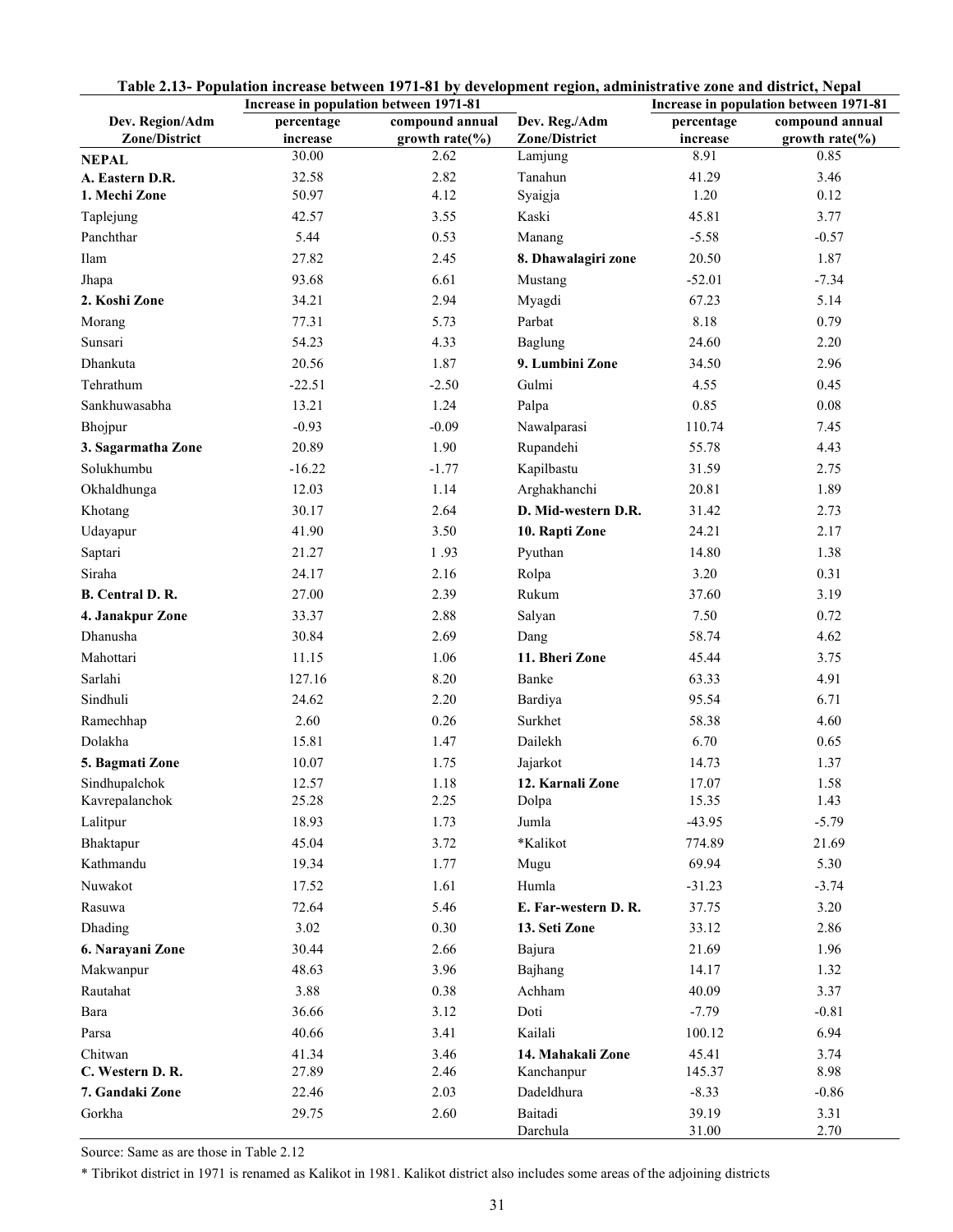**Table 2.13- Population increase between 1971-81 by development region, administrative zone and district, Nepal**

| Dev. Region/Adm Zone/District | Increase in population between 1971-81 percentage increase | compound annual growth rate(%) | Dev. Reg./Adm Zone/District | Increase in population between 1971-81 percentage increase | compound annual growth rate(%) |
|---|---|---|---|---|---|
| **NEPAL** | 30.00 | 2.62 | Lamjung | 8.91 | 0.85 |
| **A. Eastern D.R.** | 32.58 | 2.82 | Tanahun | 41.29 | 3.46 |
| **1. Mechi Zone** | 50.97 | 4.12 | Syaigja | 1.20 | 0.12 |
| Taplejung | 42.57 | 3.55 | Kaski | 45.81 | 3.77 |
| Panchthar | 5.44 | 0.53 | Manang | -5.58 | -0.57 |
| Ilam | 27.82 | 2.45 | **8. Dhawalagiri zone** | 20.50 | 1.87 |
| Jhapa | 93.68 | 6.61 | Mustang | -52.01 | -7.34 |
| **2. Koshi Zone** | 34.21 | 2.94 | Myagdi | 67.23 | 5.14 |
| Morang | 77.31 | 5.73 | Parbat | 8.18 | 0.79 |
| Sunsari | 54.23 | 4.33 | Baglung | 24.60 | 2.20 |
| Dhankuta | 20.56 | 1.87 | **9. Lumbini Zone** | 34.50 | 2.96 |
| Tehrathum | -22.51 | -2.50 | Gulmi | 4.55 | 0.45 |
| Sankhuwasabha | 13.21 | 1.24 | Palpa | 0.85 | 0.08 |
| Bhojpur | -0.93 | -0.09 | Nawalparasi | 110.74 | 7.45 |
| **3. Sagarmatha Zone** | 20.89 | 1.90 | Rupandehi | 55.78 | 4.43 |
| Solukhumbu | -16.22 | -1.77 | Kapilbastu | 31.59 | 2.75 |
| Okhaldhunga | 12.03 | 1.14 | Arghakhanchi | 20.81 | 1.89 |
| Khotang | 30.17 | 2.64 | **D. Mid-western D.R.** | 31.42 | 2.73 |
| Udayapur | 41.90 | 3.50 | **10. Rapti Zone** | 24.21 | 2.17 |
| Saptari | 21.27 | 1 .93 | Pyuthan | 14.80 | 1.38 |
| Siraha | 24.17 | 2.16 | Rolpa | 3.20 | 0.31 |
| **B. Central D. R.** | 27.00 | 2.39 | Rukum | 37.60 | 3.19 |
| **4. Janakpur Zone** | 33.37 | 2.88 | Salyan | 7.50 | 0.72 |
| Dhanusha | 30.84 | 2.69 | Dang | 58.74 | 4.62 |
| Mahottari | 11.15 | 1.06 | **11. Bheri Zone** | 45.44 | 3.75 |
| Sarlahi | 127.16 | 8.20 | Banke | 63.33 | 4.91 |
| Sindhuli | 24.62 | 2.20 | Bardiya | 95.54 | 6.71 |
| Ramechhap | 2.60 | 0.26 | Surkhet | 58.38 | 4.60 |
| Dolakha | 15.81 | 1.47 | Dailekh | 6.70 | 0.65 |
| **5. Bagmati Zone** | 10.07 | 1.75 | Jajarkot | 14.73 | 1.37 |
| Sindhupalchok | 12.57 | 1.18 | **12. Karnali Zone** | 17.07 | 1.58 |
| Kavrepalanchok | 25.28 | 2.25 | Dolpa | 15.35 | 1.43 |
| Lalitpur | 18.93 | 1.73 | Jumla | -43.95 | -5.79 |
| Bhaktapur | 45.04 | 3.72 | *Kalikot | 774.89 | 21.69 |
| Kathmandu | 19.34 | 1.77 | Mugu | 69.94 | 5.30 |
| Nuwakot | 17.52 | 1.61 | Humla | -31.23 | -3.74 |
| Rasuwa | 72.64 | 5.46 | **E. Far-western D. R.** | 37.75 | 3.20 |
| Dhading | 3.02 | 0.30 | **13. Seti Zone** | 33.12 | 2.86 |
| **6. Narayani Zone** | 30.44 | 2.66 | Bajura | 21.69 | 1.96 |
| Makwanpur | 48.63 | 3.96 | Bajhang | 14.17 | 1.32 |
| Rautahat | 3.88 | 0.38 | Achham | 40.09 | 3.37 |
| Bara | 36.66 | 3.12 | Doti | -7.79 | -0.81 |
| Parsa | 40.66 | 3.41 | Kailali | 100.12 | 6.94 |
| Chitwan | 41.34 | 3.46 | **14. Mahakali Zone** | 45.41 | 3.74 |
| **C. Western D. R.** | 27.89 | 2.46 | Kanchanpur | 145.37 | 8.98 |
| **7. Gandaki Zone** | 22.46 | 2.03 | Dadeldhura | -8.33 | -0.86 |
| Gorkha | 29.75 | 2.60 | Baitadi | 39.19 | 3.31 |
| | | | Darchula | 31.00 | 2.70 |

Source: Same as are those in Table 2.12

* Tibrikot district in 1971 is renamed as Kalikot in 1981. Kalikot district also includes some areas of the adjoining districts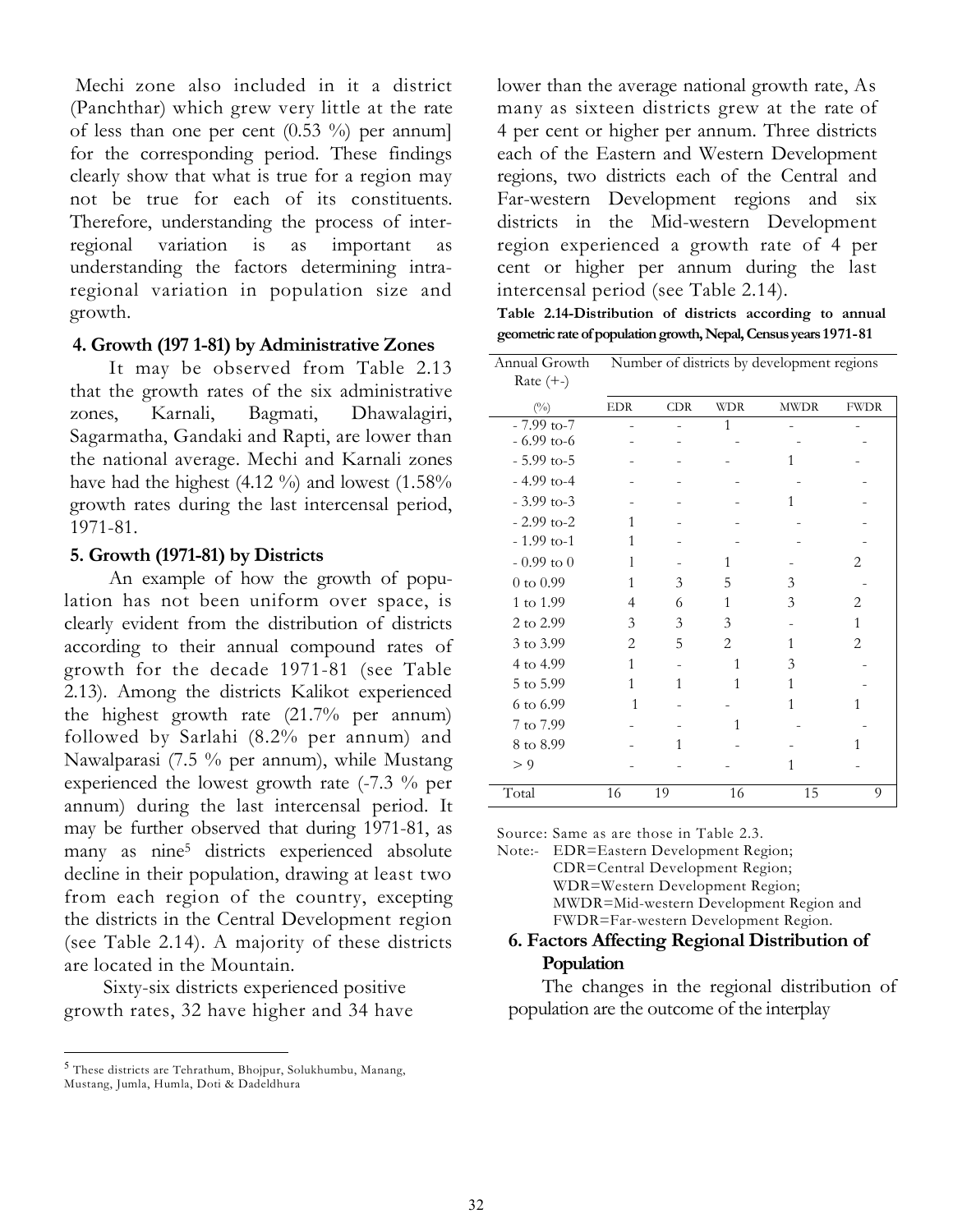Mechi zone also included in it a district (Panchthar) which grew very little at the rate of less than one per cent (0.53 %) per annum] for the corresponding period. These findings clearly show that what is true for a region may not be true for each of its constituents. Therefore, understanding the process of inter-regional variation is as important as understanding the factors determining intra-regional variation in population size and growth.

### 4. Growth (197 1-81) by Administrative Zones

It may be observed from Table 2.13 that the growth rates of the six administrative zones, Karnali, Bagmati, Dhawalagiri, Sagarmatha, Gandaki and Rapti, are lower than the national average. Mechi and Karnali zones have had the highest (4.12 %) and lowest (1.58% growth rates during the last intercensal period, 1971-81.

### 5. Growth (1971-81) by Districts

An example of how the growth of population has not been uniform over space, is clearly evident from the distribution of districts according to their annual compound rates of growth for the decade 1971-81 (see Table 2.13). Among the districts Kalikot experienced the highest growth rate (21.7% per annum) followed by Sarlahi (8.2% per annum) and Nawalparasi (7.5 % per annum), while Mustang experienced the lowest growth rate (-7.3 % per annum) during the last intercensal period. It may be further observed that during 1971-81, as many as nine[5] districts experienced absolute decline in their population, drawing at least two from each region of the country, excepting the districts in the Central Development region (see Table 2.14). A majority of these districts are located in the Mountain.

Sixty-six districts experienced positive growth rates, 32 have higher and 34 have lower than the average national growth rate, As many as sixteen districts grew at the rate of 4 per cent or higher per annum. Three districts each of the Eastern and Western Development regions, two districts each of the Central and Far-western Development regions and six districts in the Mid-western Development region experienced a growth rate of 4 per cent or higher per annum during the last intercensal period (see Table 2.14).

**Table 2.14-Distribution of districts according to annual geometric rate of population growth, Nepal, Census years 1971-81**

| Annual Growth Rate (+-) | Number of districts by development regions | | | | |
|---|---|---|---|---|---|
| (%) | EDR | CDR | WDR | MWDR | FWDR |
| - 7.99 to-7 | - | - | 1 | - | - |
| - 6.99 to-6 | - | - | - | - | - |
| - 5.99 to-5 | - | - | - | 1 | - |
| - 4.99 to-4 | - | - | - | - | - |
| - 3.99 to-3 | - | - | - | 1 | - |
| - 2.99 to-2 | 1 | - | - | - | - |
| - 1.99 to-1 | 1 | - | - | - | - |
| - 0.99 to 0 | 1 | - | 1 | - | 2 |
| 0 to 0.99 | 1 | 3 | 5 | 3 | - |
| 1 to 1.99 | 4 | 6 | 1 | 3 | 2 |
| 2 to 2.99 | 3 | 3 | 3 | - | 1 |
| 3 to 3.99 | 2 | 5 | 2 | 1 | 2 |
| 4 to 4.99 | 1 | - | 1 | 3 | - |
| 5 to 5.99 | 1 | 1 | 1 | 1 | - |
| 6 to 6.99 | 1 | - | - | 1 | 1 |
| 7 to 7.99 | - | - | 1 | - | - |
| 8 to 8.99 | - | 1 | - | - | 1 |
| > 9 | - | - | - | 1 | - |
| Total | 16 | 19 | 16 | 15 | 9 |

Source: Same as are those in Table 2.3.

Note:- EDR=Eastern Development Region; CDR=Central Development Region; WDR=Western Development Region; MWDR=Mid-western Development Region and FWDR=Far-western Development Region.

### 6. Factors Affecting Regional Distribution of Population

The changes in the regional distribution of population are the outcome of the interplay

[5] These districts are Tehrathum, Bhojpur, Solukhumbu, Manang, Mustang, Jumla, Humla, Doti & Dadeldhura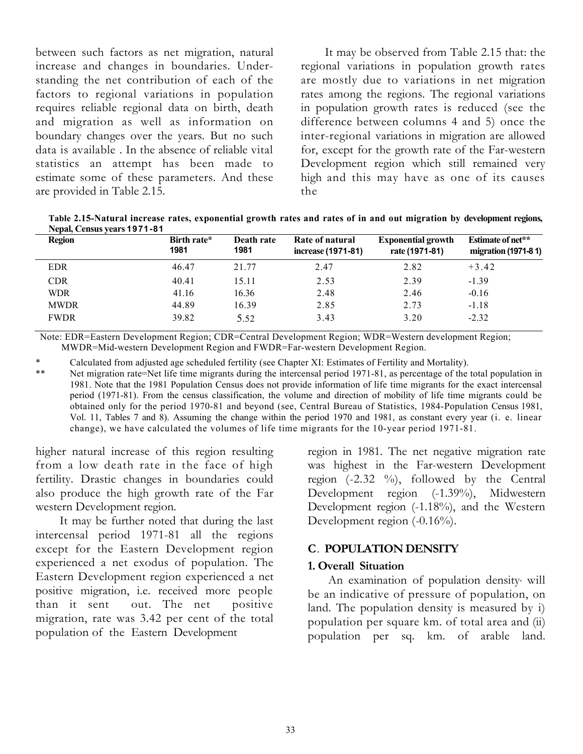between such factors as net migration, natural increase and changes in boundaries. Understanding the net contribution of each of the factors to regional variations in population requires reliable regional data on birth, death and migration as well as information on boundary changes over the years. But no such data is available . In the absence of reliable vital statistics an attempt has been made to estimate some of these parameters. And these are provided in Table 2.15.

It may be observed from Table 2.15 that: the regional variations in population growth rates are mostly due to variations in net migration rates among the regions. The regional variations in population growth rates is reduced (see the difference between columns 4 and 5) once the inter-regional variations in migration are allowed for, except for the growth rate of the Far-western Development region which still remained very high and this may have as one of its causes the higher natural increase of this region resulting from a low death rate in the face of high fertility. Drastic changes in boundaries could also produce the high growth rate of the Far western Development region.

**Table 2.15-Natural increase rates, exponential growth rates and rates of in and out migration by development regions, Nepal, Census years 1971-81**

| Region | Birth rate* 1981 | Death rate 1981 | Rate of natural increase (1971-81) | Exponential growth rate (1971-81) | Estimate of net** migration (1971-81) |
|---|---|---|---|---|---|
| EDR | 46.47 | 21.77 | 2.47 | 2.82 | +3.42 |
| CDR | 40.41 | 15.11 | 2.53 | 2.39 | -1.39 |
| WDR | 41.16 | 16.36 | 2.48 | 2.46 | -0.16 |
| MWDR | 44.89 | 16.39 | 2.85 | 2.73 | -1.18 |
| FWDR | 39.82 | 5.52 | 3.43 | 3.20 | -2.32 |

Note: EDR=Eastern Development Region; CDR=Central Development Region; WDR=Western development Region; MWDR=Mid-western Development Region and FWDR=Far-western Development Region.

\* Calculated from adjusted age scheduled fertility (see Chapter XI: Estimates of Fertility and Mortality).

\*\* Net migration rate=Net life time migrants during the intercensal period 1971-81, as percentage of the total population in 1981. Note that the 1981 Population Census does not provide information of life time migrants for the exact intercensal period (1971-81). From the census classification, the volume and direction of mobility of life time migrants could be obtained only for the period 1970-81 and beyond (see, Central Bureau of Statistics, 1984-Population Census 1981, Vol. 11, Tables 7 and 8). Assuming the change within the period 1970 and 1981, as constant every year (i. e. linear change), we have calculated the volumes of life time migrants for the 10-year period 1971-81.

It may be further noted that during the last intercensal period 1971-81 all the regions except for the Eastern Development region experienced a net exodus of population. The Eastern Development region experienced a net positive migration, i.e. received more people than it sent out. The net positive migration, rate was 3.42 per cent of the total population of the Eastern Development region in 1981. The net negative migration rate was highest in the Far-western Development region (-2.32 %), followed by the Central Development region (-1.39%), Midwestern Development region (-1.18%), and the Western Development region (-0.16%).

## C. POPULATION DENSITY

### 1. Overall Situation

An examination of population density, will be an indicative of pressure of population, on land. The population density is measured by i) population per square km. of total area and (ii) population per sq. km. of arable land.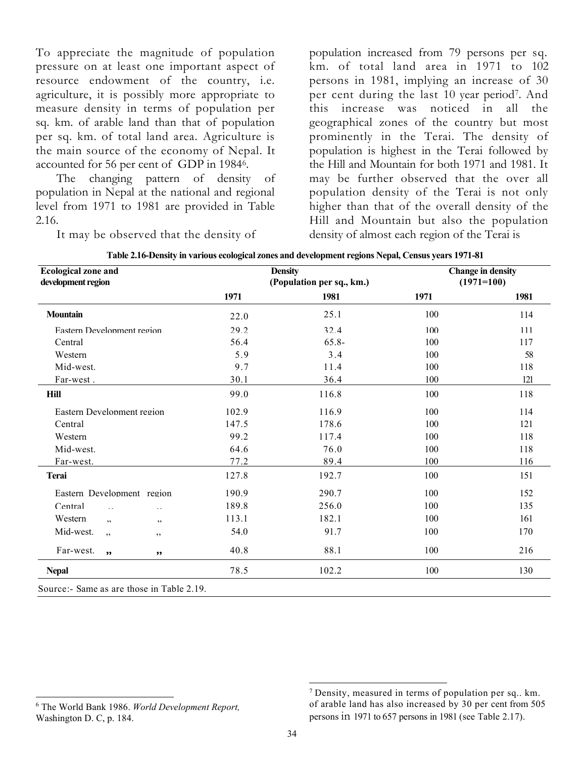To appreciate the magnitude of population pressure on at least one important aspect of resource endowment of the country, i.e. agriculture, it is possibly more appropriate to measure density in terms of population per sq. km. of arable land than that of population per sq. km. of total land area. Agriculture is the main source of the economy of Nepal. It accounted for 56 per cent of GDP in 1984[6].

The changing pattern of density of population in Nepal at the national and regional level from 1971 to 1981 are provided in Table 2.16.

It may be observed that the density of population increased from 79 persons per sq. km. of total land area in 1971 to 102 persons in 1981, implying an increase of 30 per cent during the last 10 year period[7]. And this increase was noticed in all the geographical zones of the country but most prominently in the Terai. The density of population is highest in the Terai followed by the Hill and Mountain for both 1971 and 1981. It may be further observed that the over all population density of the Terai is not only higher than that of the overall density of the Hill and Mountain but also the population density of almost each region of the Terai is

**Table 2.16-Density in various ecological zones and development regions Nepal, Census years 1971-81**

| Ecological zone and development region | Density (Population per sq., km.) | | Change in density (1971=100) | |
|---|---|---|---|---|
| | 1971 | 1981 | 1971 | 1981 |
| **Mountain** | 22.0 | 25.1 | 100 | 114 |
| Eastern Development region | 29.2 | 32.4 | 100 | 111 |
| Central | 56.4 | 65.8- | 100 | 117 |
| Western | 5.9 | 3.4 | 100 | 58 |
| Mid-west. | 9.7 | 11.4 | 100 | 118 |
| Far-west . | 30.1 | 36.4 | 100 | 121 |
| **Hill** | 99.0 | 116.8 | 100 | 118 |
| Eastern Development region | 102.9 | 116.9 | 100 | 114 |
| Central | 147.5 | 178.6 | 100 | 121 |
| Western | 99.2 | 117.4 | 100 | 118 |
| Mid-west. | 64.6 | 76.0 | 100 | 118 |
| Far-west. | 77.2 | 89.4 | 100 | 116 |
| **Terai** | 127.8 | 192.7 | 100 | 151 |
| Eastern Development region | 190.9 | 290.7 | 100 | 152 |
| Central " " | 189.8 | 256.0 | 100 | 135 |
| Western " " | 113.1 | 182.1 | 100 | 161 |
| Mid-west. " " | 54.0 | 91.7 | 100 | 170 |
| Far-west. " " | 40.8 | 88.1 | 100 | 216 |
| **Nepal** | 78.5 | 102.2 | 100 | 130 |

Source:- Same as are those in Table 2.19.

---

[6] The World Bank 1986. *World Development Report,* Washington D. C, p. 184.

[7] Density, measured in terms of population per sq.. km. of arable land has also increased by 30 per cent from 505 persons in 1971 to 657 persons in 1981 (see Table 2.17).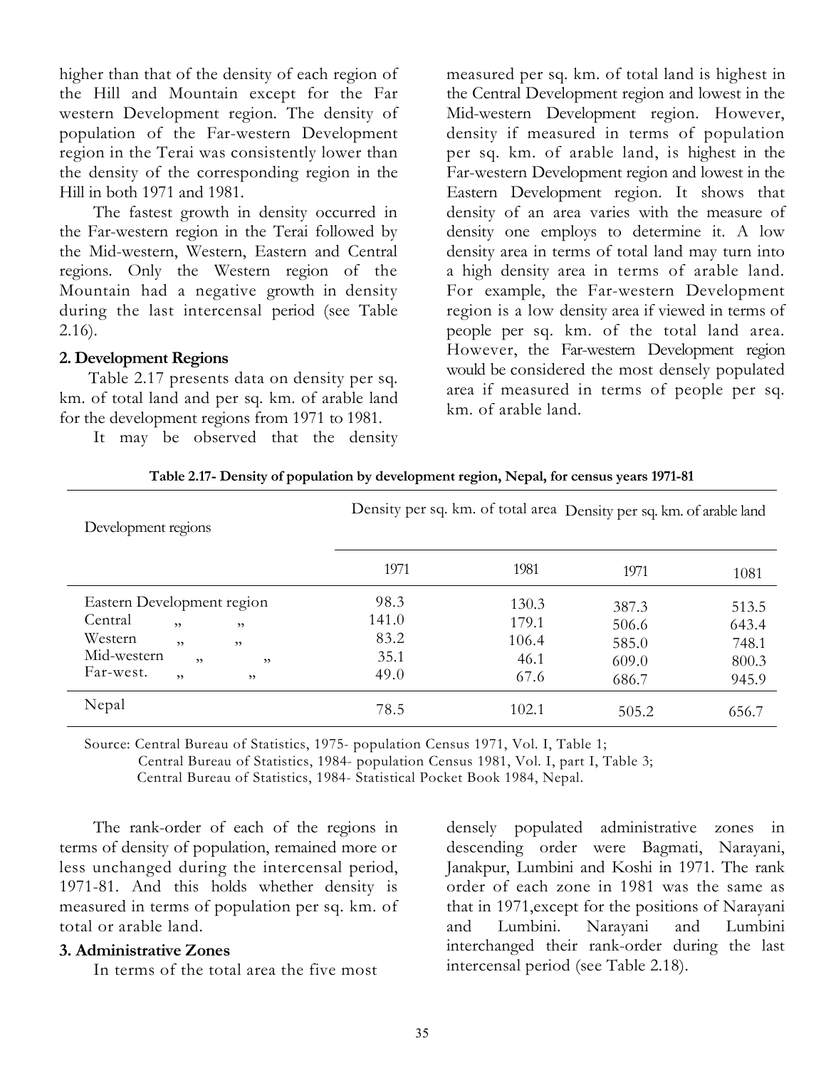higher than that of the density of each region of the Hill and Mountain except for the Far western Development region. The density of population of the Far-western Development region in the Terai was consistently lower than the density of the corresponding region in the Hill in both 1971 and 1981.

The fastest growth in density occurred in the Far-western region in the Terai followed by the Mid-western, Western, Eastern and Central regions. Only the Western region of the Mountain had a negative growth in density during the last intercensal period (see Table 2.16).

**2. Development Regions**

Table 2.17 presents data on density per sq. km. of total land and per sq. km. of arable land for the development regions from 1971 to 1981.

It may be observed that the density measured per sq. km. of total land is highest in the Central Development region and lowest in the Mid-western Development region. However, density if measured in terms of population per sq. km. of arable land, is highest in the Far-western Development region and lowest in the Eastern Development region. It shows that density of an area varies with the measure of density one employs to determine it. A low density area in terms of total land may turn into a high density area in terms of arable land. For example, the Far-western Development region is a low density area if viewed in terms of people per sq. km. of the total land area. However, the Far-western Development region would be considered the most densely populated area if measured in terms of people per sq. km. of arable land.

**Table 2.17- Density of population by development region, Nepal, for census years 1971-81**

| Development regions | Density per sq. km. of total area | | Density per sq. km. of arable land | |
|---|---|---|---|---|
| | 1971 | 1981 | 1971 | 1081 |
| Eastern Development region | 98.3 | 130.3 | 387.3 | 513.5 |
| Central ,, ,, | 141.0 | 179.1 | 506.6 | 643.4 |
| Western ,, ,, | 83.2 | 106.4 | 585.0 | 748.1 |
| Mid-western ,, ,, | 35.1 | 46.1 | 609.0 | 800.3 |
| Far-west. ,, ,, | 49.0 | 67.6 | 686.7 | 945.9 |
| Nepal | 78.5 | 102.1 | 505.2 | 656.7 |

Source: Central Bureau of Statistics, 1975- population Census 1971, Vol. I, Table 1;
Central Bureau of Statistics, 1984- population Census 1981, Vol. I, part I, Table 3;
Central Bureau of Statistics, 1984- Statistical Pocket Book 1984, Nepal.

The rank-order of each of the regions in terms of density of population, remained more or less unchanged during the intercensal period, 1971-81. And this holds whether density is measured in terms of population per sq. km. of total or arable land.

**3. Administrative Zones**

In terms of the total area the five most densely populated administrative zones in descending order were Bagmati, Narayani, Janakpur, Lumbini and Koshi in 1971. The rank order of each zone in 1981 was the same as that in 1971,except for the positions of Narayani and Lumbini. Narayani and Lumbini interchanged their rank-order during the last intercensal period (see Table 2.18).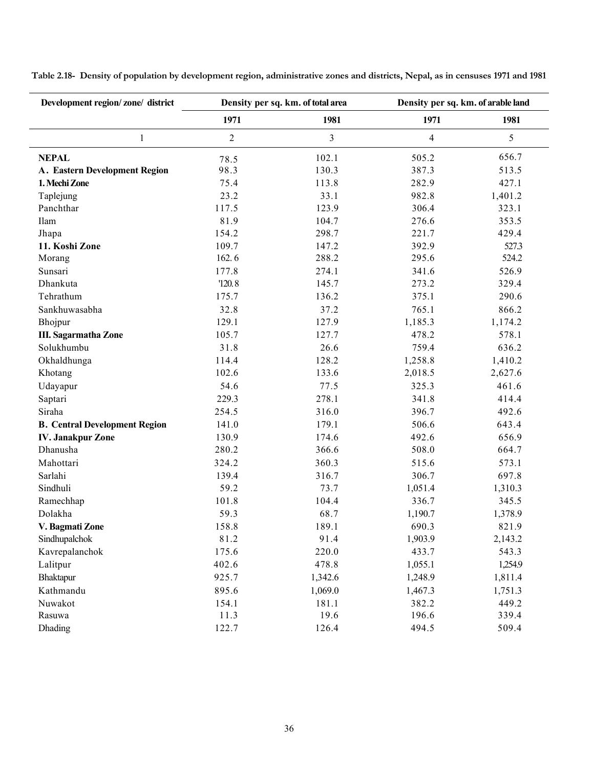**Table 2.18- Density of population by development region, administrative zones and districts, Nepal, as in censuses 1971 and 1981**

| Development region/ zone/ district | Density per sq. km. of total area | | Density per sq. km. of arable land | |
|---|---|---|---|---|
| | 1971 | 1981 | 1971 | 1981 |
| 1 | 2 | 3 | 4 | 5 |
| **NEPAL** | 78.5 | 102.1 | 505.2 | 656.7 |
| **A. Eastern Development Region** | 98.3 | 130.3 | 387.3 | 513.5 |
| **1. Mechi Zone** | 75.4 | 113.8 | 282.9 | 427.1 |
| Taplejung | 23.2 | 33.1 | 982.8 | 1,401.2 |
| Panchthar | 117.5 | 123.9 | 306.4 | 323.1 |
| Ilam | 81.9 | 104.7 | 276.6 | 353.5 |
| Jhapa | 154.2 | 298.7 | 221.7 | 429.4 |
| **11. Koshi Zone** | 109.7 | 147.2 | 392.9 | 527.3 |
| Morang | 162.6 | 288.2 | 295.6 | 524.2 |
| Sunsari | 177.8 | 274.1 | 341.6 | 526.9 |
| Dhankuta | '120.8 | 145.7 | 273.2 | 329.4 |
| Tehrathum | 175.7 | 136.2 | 375.1 | 290.6 |
| Sankhuwasabha | 32.8 | 37.2 | 765.1 | 866.2 |
| Bhojpur | 129.1 | 127.9 | 1,185.3 | 1,174.2 |
| **III. Sagarmatha Zone** | 105.7 | 127.7 | 478.2 | 578.1 |
| Solukhumbu | 31.8 | 26.6 | 759.4 | 636.2 |
| Okhaldhunga | 114.4 | 128.2 | 1,258.8 | 1,410.2 |
| Khotang | 102.6 | 133.6 | 2,018.5 | 2,627.6 |
| Udayapur | 54.6 | 77.5 | 325.3 | 461.6 |
| Saptari | 229.3 | 278.1 | 341.8 | 414.4 |
| Siraha | 254.5 | 316.0 | 396.7 | 492.6 |
| **B. Central Development Region** | 141.0 | 179.1 | 506.6 | 643.4 |
| **IV. Janakpur Zone** | 130.9 | 174.6 | 492.6 | 656.9 |
| Dhanusha | 280.2 | 366.6 | 508.0 | 664.7 |
| Mahottari | 324.2 | 360.3 | 515.6 | 573.1 |
| Sarlahi | 139.4 | 316.7 | 306.7 | 697.8 |
| Sindhuli | 59.2 | 73.7 | 1,051.4 | 1,310.3 |
| Ramechhap | 101.8 | 104.4 | 336.7 | 345.5 |
| Dolakha | 59.3 | 68.7 | 1,190.7 | 1,378.9 |
| **V. Bagmati Zone** | 158.8 | 189.1 | 690.3 | 821.9 |
| Sindhupalchok | 81.2 | 91.4 | 1,903.9 | 2,143.2 |
| Kavrepalanchok | 175.6 | 220.0 | 433.7 | 543.3 |
| Lalitpur | 402.6 | 478.8 | 1,055.1 | 1,254.9 |
| Bhaktapur | 925.7 | 1,342.6 | 1,248.9 | 1,811.4 |
| Kathmandu | 895.6 | 1,069.0 | 1,467.3 | 1,751.3 |
| Nuwakot | 154.1 | 181.1 | 382.2 | 449.2 |
| Rasuwa | 11.3 | 19.6 | 196.6 | 339.4 |
| Dhading | 122.7 | 126.4 | 494.5 | 509.4 |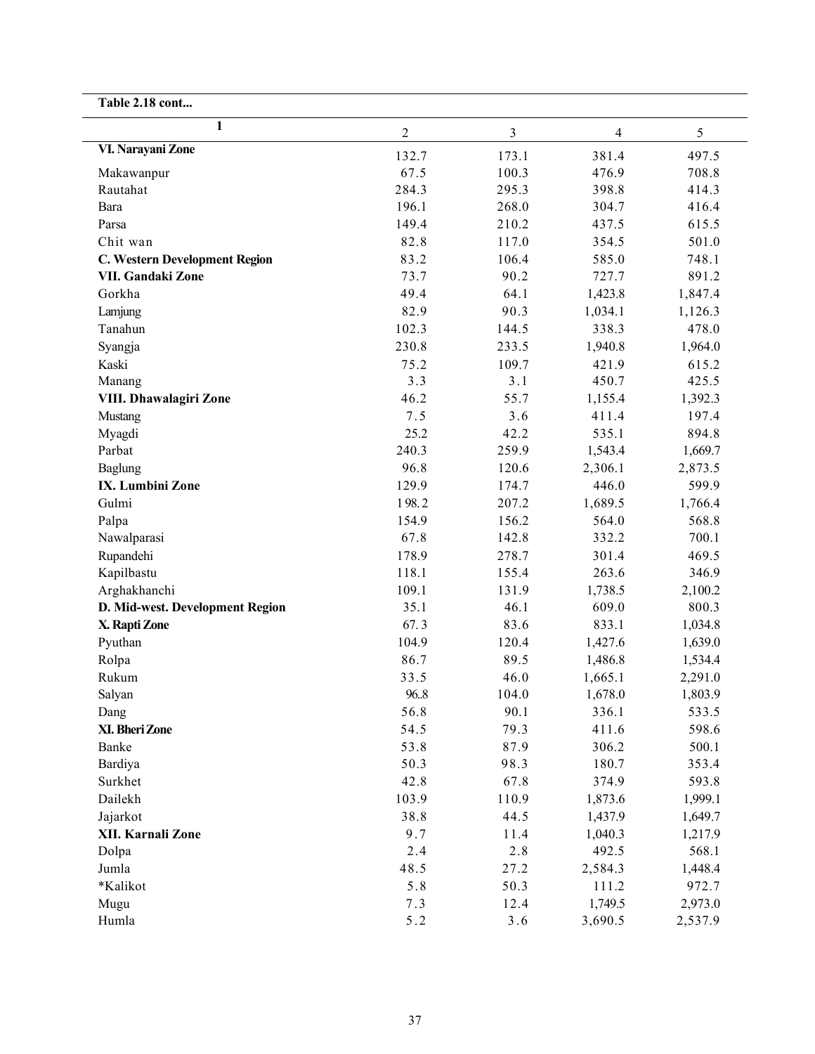**Table 2.18 cont...**

| 1 | 2 | 3 | 4 | 5 |
|---|---|---|---|---|
| **VI. Narayani Zone** | 132.7 | 173.1 | 381.4 | 497.5 |
| Makawanpur | 67.5 | 100.3 | 476.9 | 708.8 |
| Rautahat | 284.3 | 295.3 | 398.8 | 414.3 |
| Bara | 196.1 | 268.0 | 304.7 | 416.4 |
| Parsa | 149.4 | 210.2 | 437.5 | 615.5 |
| Chit wan | 82.8 | 117.0 | 354.5 | 501.0 |
| **C. Western Development Region** | 83.2 | 106.4 | 585.0 | 748.1 |
| **VII. Gandaki Zone** | 73.7 | 90.2 | 727.7 | 891.2 |
| Gorkha | 49.4 | 64.1 | 1,423.8 | 1,847.4 |
| Lamjung | 82.9 | 90.3 | 1,034.1 | 1,126.3 |
| Tanahun | 102.3 | 144.5 | 338.3 | 478.0 |
| Syangja | 230.8 | 233.5 | 1,940.8 | 1,964.0 |
| Kaski | 75.2 | 109.7 | 421.9 | 615.2 |
| Manang | 3.3 | 3.1 | 450.7 | 425.5 |
| **VIII. Dhawalagiri Zone** | 46.2 | 55.7 | 1,155.4 | 1,392.3 |
| Mustang | 7.5 | 3.6 | 411.4 | 197.4 |
| Myagdi | 25.2 | 42.2 | 535.1 | 894.8 |
| Parbat | 240.3 | 259.9 | 1,543.4 | 1,669.7 |
| Baglung | 96.8 | 120.6 | 2,306.1 | 2,873.5 |
| **IX. Lumbini Zone** | 129.9 | 174.7 | 446.0 | 599.9 |
| Gulmi | 198.2 | 207.2 | 1,689.5 | 1,766.4 |
| Palpa | 154.9 | 156.2 | 564.0 | 568.8 |
| Nawalparasi | 67.8 | 142.8 | 332.2 | 700.1 |
| Rupandehi | 178.9 | 278.7 | 301.4 | 469.5 |
| Kapilbastu | 118.1 | 155.4 | 263.6 | 346.9 |
| Arghakhanchi | 109.1 | 131.9 | 1,738.5 | 2,100.2 |
| **D. Mid-west. Development Region** | 35.1 | 46.1 | 609.0 | 800.3 |
| **X. Rapti Zone** | 67.3 | 83.6 | 833.1 | 1,034.8 |
| Pyuthan | 104.9 | 120.4 | 1,427.6 | 1,639.0 |
| Rolpa | 86.7 | 89.5 | 1,486.8 | 1,534.4 |
| Rukum | 33.5 | 46.0 | 1,665.1 | 2,291.0 |
| Salyan | 96.8 | 104.0 | 1,678.0 | 1,803.9 |
| Dang | 56.8 | 90.1 | 336.1 | 533.5 |
| **XI. Bheri Zone** | 54.5 | 79.3 | 411.6 | 598.6 |
| Banke | 53.8 | 87.9 | 306.2 | 500.1 |
| Bardiya | 50.3 | 98.3 | 180.7 | 353.4 |
| Surkhet | 42.8 | 67.8 | 374.9 | 593.8 |
| Dailekh | 103.9 | 110.9 | 1,873.6 | 1,999.1 |
| Jajarkot | 38.8 | 44.5 | 1,437.9 | 1,649.7 |
| **XII. Karnali Zone** | 9.7 | 11.4 | 1,040.3 | 1,217.9 |
| Dolpa | 2.4 | 2.8 | 492.5 | 568.1 |
| Jumla | 48.5 | 27.2 | 2,584.3 | 1,448.4 |
| *Kalikot | 5.8 | 50.3 | 111.2 | 972.7 |
| Mugu | 7.3 | 12.4 | 1,749.5 | 2,973.0 |
| Humla | 5.2 | 3.6 | 3,690.5 | 2,537.9 |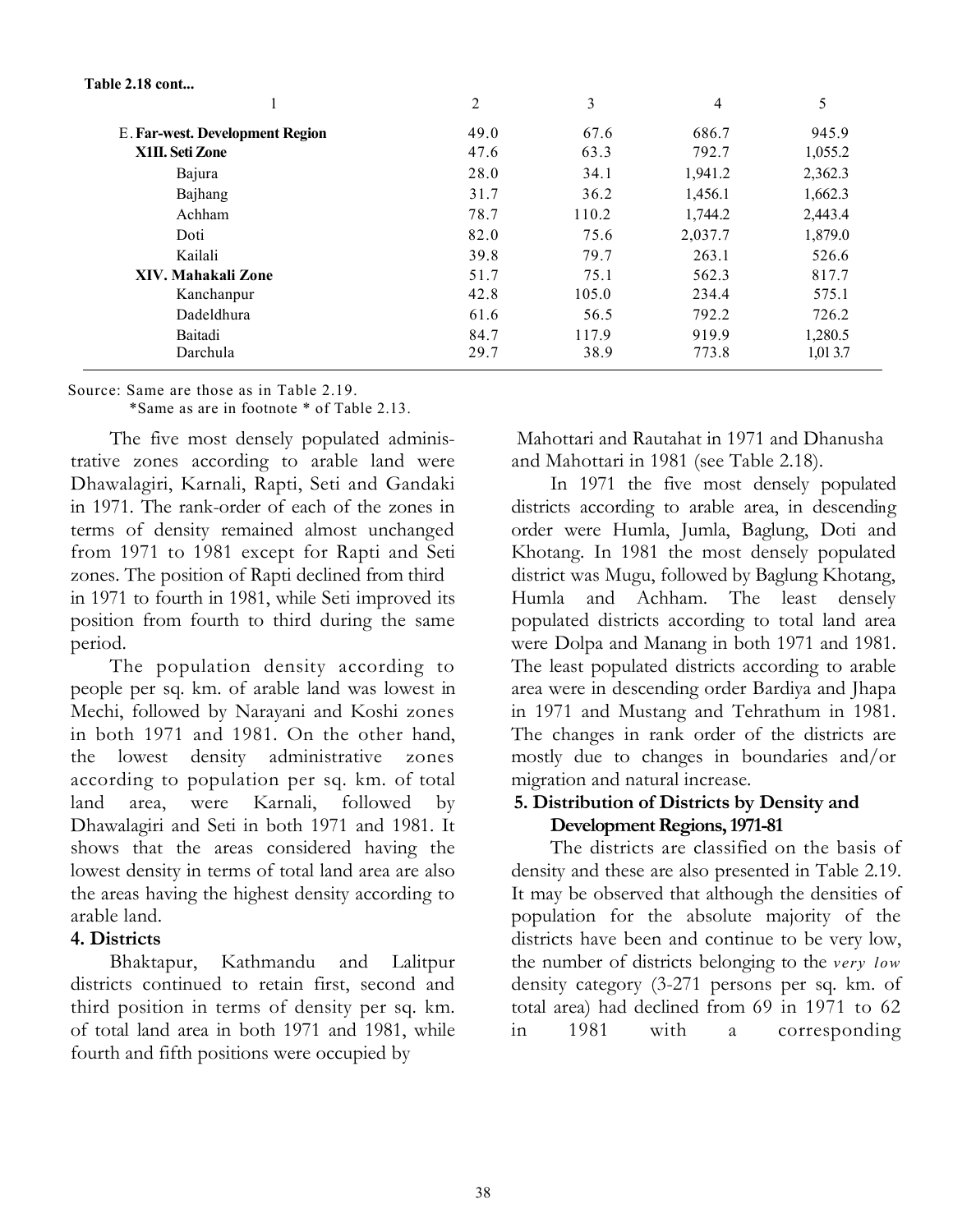**Table 2.18 cont...**

| 1 | 2 | 3 | 4 | 5 |
|---|---|---|---|---|
| E. **Far-west. Development Region** | 49.0 | 67.6 | 686.7 | 945.9 |
| **X1II. Seti Zone** | 47.6 | 63.3 | 792.7 | 1,055.2 |
| Bajura | 28.0 | 34.1 | 1,941.2 | 2,362.3 |
| Bajhang | 31.7 | 36.2 | 1,456.1 | 1,662.3 |
| Achham | 78.7 | 110.2 | 1,744.2 | 2,443.4 |
| Doti | 82.0 | 75.6 | 2,037.7 | 1,879.0 |
| Kailali | 39.8 | 79.7 | 263.1 | 526.6 |
| **XIV. Mahakali Zone** | 51.7 | 75.1 | 562.3 | 817.7 |
| Kanchanpur | 42.8 | 105.0 | 234.4 | 575.1 |
| Dadeldhura | 61.6 | 56.5 | 792.2 | 726.2 |
| Baitadi | 84.7 | 117.9 | 919.9 | 1,280.5 |
| Darchula | 29.7 | 38.9 | 773.8 | 1,01 3.7 |

Source: Same are those as in Table 2.19.
*Same as are in footnote * of Table 2.13.

The five most densely populated administrative zones according to arable land were Dhawalagiri, Karnali, Rapti, Seti and Gandaki in 1971. The rank-order of each of the zones in terms of density remained almost unchanged from 1971 to 1981 except for Rapti and Seti zones. The position of Rapti declined from third in 1971 to fourth in 1981, while Seti improved its position from fourth to third during the same period.

The population density according to people per sq. km. of arable land was lowest in Mechi, followed by Narayani and Koshi zones in both 1971 and 1981. On the other hand, the lowest density administrative zones according to population per sq. km. of total land area, were Karnali, followed by Dhawalagiri and Seti in both 1971 and 1981. It shows that the areas considered having the lowest density in terms of total land area are also the areas having the highest density according to arable land.

**4. Districts**

Bhaktapur, Kathmandu and Lalitpur districts continued to retain first, second and third position in terms of density per sq. km. of total land area in both 1971 and 1981, while fourth and fifth positions were occupied by Mahottari and Rautahat in 1971 and Dhanusha and Mahottari in 1981 (see Table 2.18).

In 1971 the five most densely populated districts according to arable area, in descending order were Humla, Jumla, Baglung, Doti and Khotang. In 1981 the most densely populated district was Mugu, followed by Baglung Khotang, Humla and Achham. The least densely populated districts according to total land area were Dolpa and Manang in both 1971 and 1981. The least populated districts according to arable area were in descending order Bardiya and Jhapa in 1971 and Mustang and Tehrathum in 1981. The changes in rank order of the districts are mostly due to changes in boundaries and/or migration and natural increase.

**5. Distribution of Districts by Density and Development Regions, 1971-81**

The districts are classified on the basis of density and these are also presented in Table 2.19. It may be observed that although the densities of population for the absolute majority of the districts have been and continue to be very low, the number of districts belonging to the *very low* density category (3-271 persons per sq. km. of total area) had declined from 69 in 1971 to 62 in 1981 with a corresponding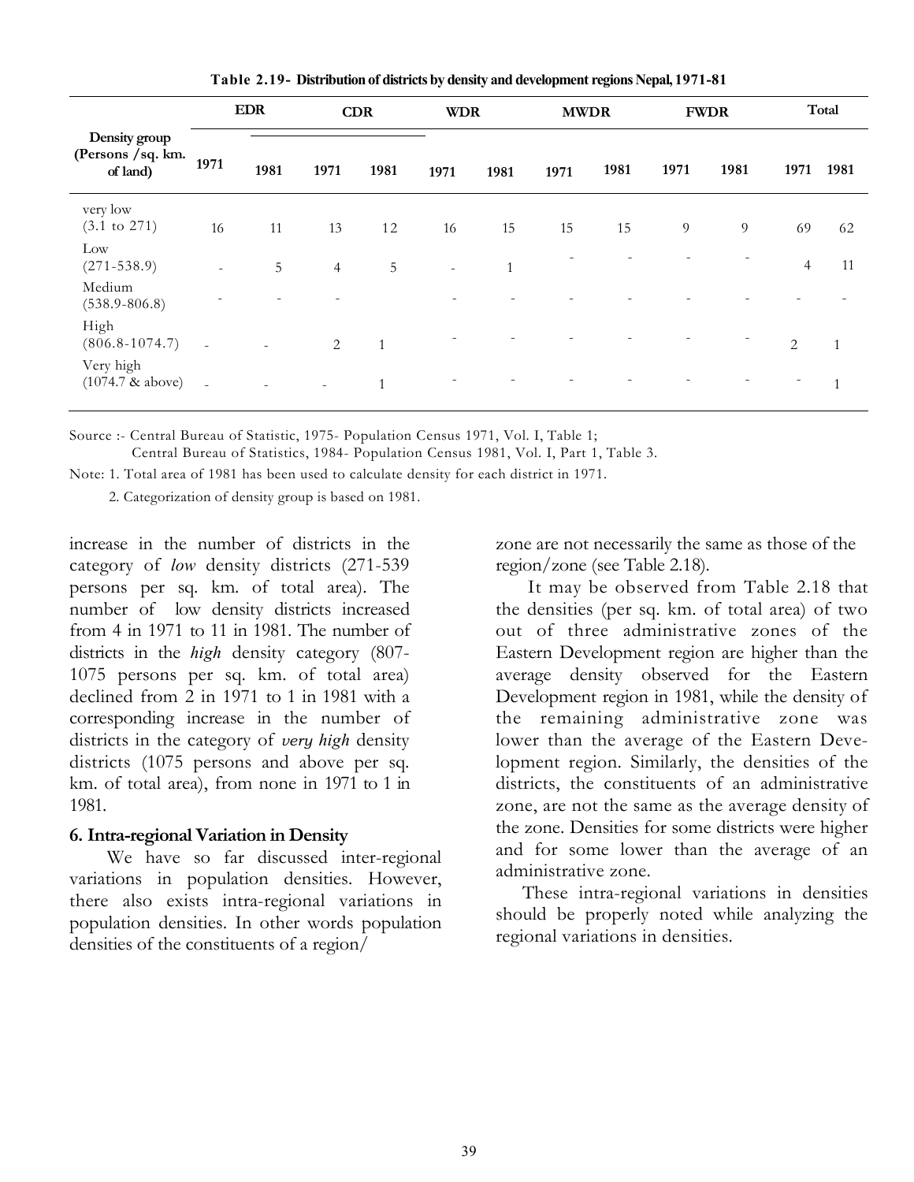**Table 2.19- Distribution of districts by density and development regions Nepal, 1971-81**

| Density group (Persons /sq. km. of land) | EDR | | CDR | | WDR | | MWDR | | FWDR | | Total | |
|---|---|---|---|---|---|---|---|---|---|---|---|---|
| | 1971 | 1981 | 1971 | 1981 | 1971 | 1981 | 1971 | 1981 | 1971 | 1981 | 1971 | 1981 |
| very low (3.1 to 271) | 16 | 11 | 13 | 12 | 16 | 15 | 15 | 15 | 9 | 9 | 69 | 62 |
| Low (271-538.9) | - | 5 | 4 | 5 | - | 1 | - | - | - | - | 4 | 11 |
| Medium (538.9-806.8) | - | - | - | | - | - | - | - | - | - | - | - |
| High (806.8-1074.7) | - | - | 2 | 1 | - | - | - | - | - | - | 2 | 1 |
| Very high (1074.7 & above) | - | - | - | 1 | - | - | - | - | - | - | - | 1 |

Source :- Central Bureau of Statistic, 1975- Population Census 1971, Vol. I, Table 1;
Central Bureau of Statistics, 1984- Population Census 1981, Vol. I, Part 1, Table 3.

Note: 1. Total area of 1981 has been used to calculate density for each district in 1971.

2. Categorization of density group is based on 1981.

increase in the number of districts in the category of *low* density districts (271-539 persons per sq. km. of total area). The number of low density districts increased from 4 in 1971 to 11 in 1981. The number of districts in the *high* density category (807-1075 persons per sq. km. of total area) declined from 2 in 1971 to 1 in 1981 with a corresponding increase in the number of districts in the category of *very high* density districts (1075 persons and above per sq. km. of total area), from none in 1971 to 1 in 1981.

### 6. Intra-regional Variation in Density

We have so far discussed inter-regional variations in population densities. However, there also exists intra-regional variations in population densities. In other words population densities of the constituents of a region/zone are not necessarily the same as those of the region/zone (see Table 2.18).

It may be observed from Table 2.18 that the densities (per sq. km. of total area) of two out of three administrative zones of the Eastern Development region are higher than the average density observed for the Eastern Development region in 1981, while the density of the remaining administrative zone was lower than the average of the Eastern Development region. Similarly, the densities of the districts, the constituents of an administrative zone, are not the same as the average density of the zone. Densities for some districts were higher and for some lower than the average of an administrative zone.

These intra-regional variations in densities should be properly noted while analyzing the regional variations in densities.